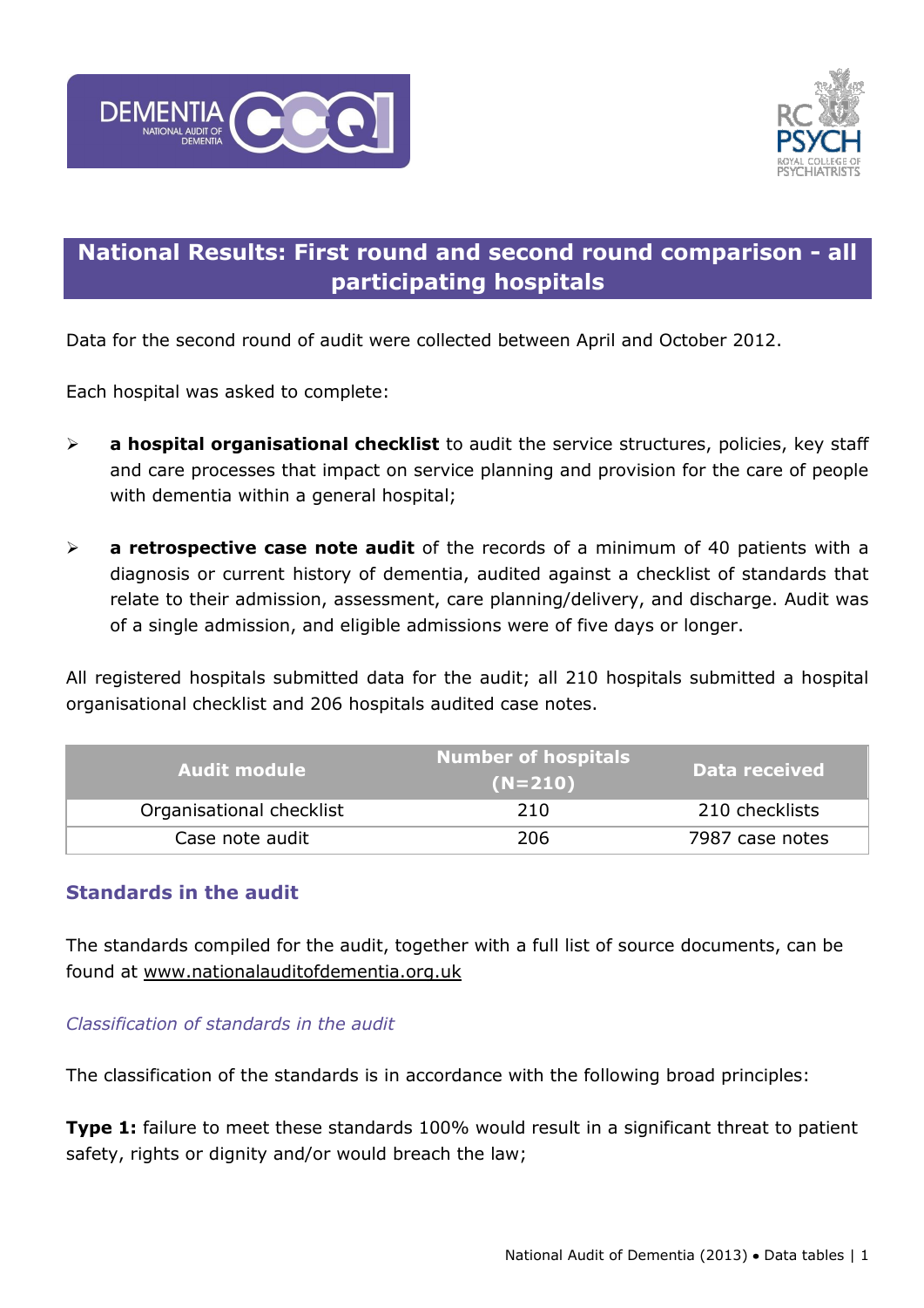# National Results: First round and second round comparison - all participating hospitals

Data for the second round of audit were collected between April and October 2012.

Each hospital was asked to complete:

- **a hospital organisational checklist** to audit the service structures, policies, key staff and care processes that impact on service planning and provision for the care of people with dementia within a general hospital;

- **a retrospective case note audit** of the records of a minimum of 40 patients with a diagnosis or current history of dementia, audited against a checklist of standards that relate to their admission, assessment, care planning/delivery, and discharge. Audit was of a single admission, and eligible admissions were of five days or longer.

All registered hospitals submitted data for the audit; all 210 hospitals submitted a hospital organisational checklist and 206 hospitals audited case notes.

| Audit module | Number of hospitals (N=210) | Data received |
|---|---|---|
| Organisational checklist | 210 | 210 checklists |
| Case note audit | 206 | 7987 case notes |

## Standards in the audit

The standards compiled for the audit, together with a full list of source documents, can be found at www.nationalauditofdementia.org.uk

### *Classification of standards in the audit*

The classification of the standards is in accordance with the following broad principles:

**Type 1:** failure to meet these standards 100% would result in a significant threat to patient safety, rights or dignity and/or would breach the law;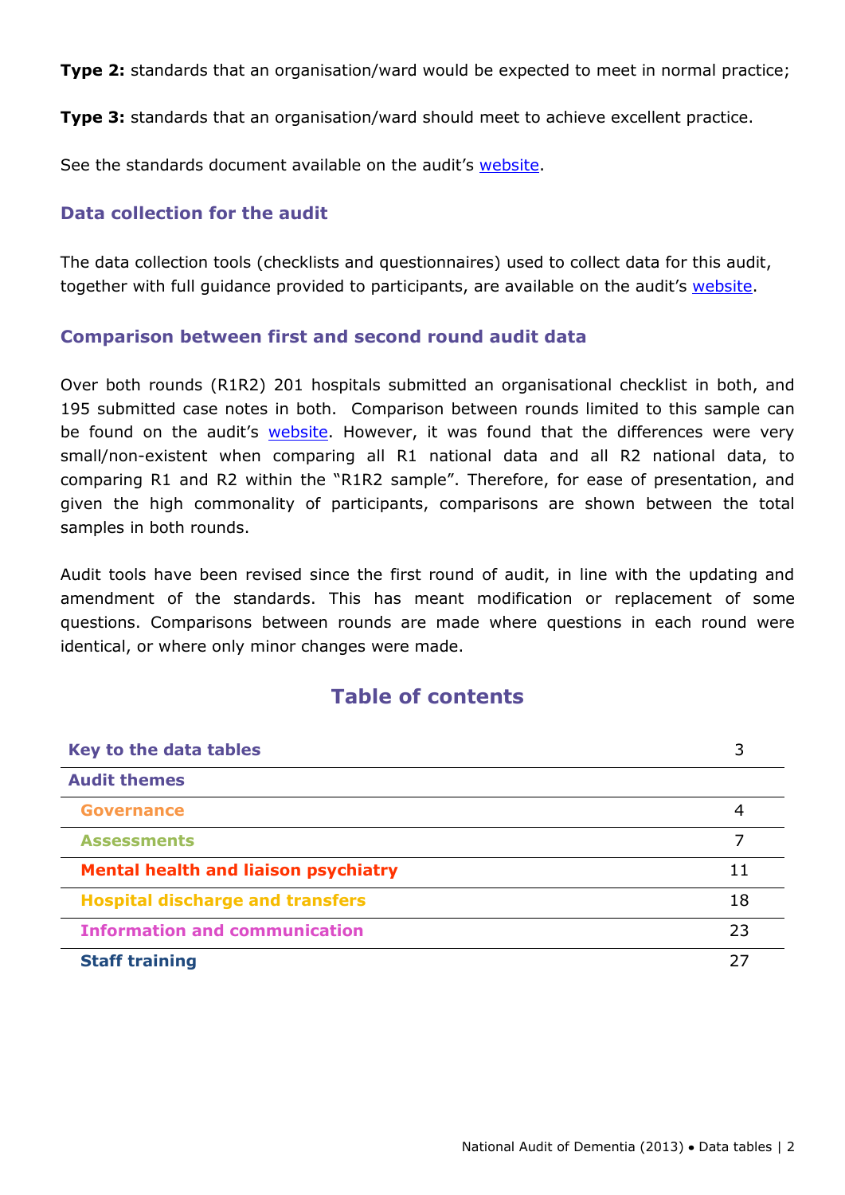**Type 2:** standards that an organisation/ward would be expected to meet in normal practice;

**Type 3:** standards that an organisation/ward should meet to achieve excellent practice.

See the standards document available on the audit's website.

### Data collection for the audit

The data collection tools (checklists and questionnaires) used to collect data for this audit, together with full guidance provided to participants, are available on the audit's website.

### Comparison between first and second round audit data

Over both rounds (R1R2) 201 hospitals submitted an organisational checklist in both, and 195 submitted case notes in both. Comparison between rounds limited to this sample can be found on the audit's website. However, it was found that the differences were very small/non-existent when comparing all R1 national data and all R2 national data, to comparing R1 and R2 within the "R1R2 sample". Therefore, for ease of presentation, and given the high commonality of participants, comparisons are shown between the total samples in both rounds.

Audit tools have been revised since the first round of audit, in line with the updating and amendment of the standards. This has meant modification or replacement of some questions. Comparisons between rounds are made where questions in each round were identical, or where only minor changes were made.

## Table of contents

| | |
|---|---|
| **Key to the data tables** | 3 |
| **Audit themes** | |
| **Governance** | 4 |
| **Assessments** | 7 |
| **Mental health and liaison psychiatry** | 11 |
| **Hospital discharge and transfers** | 18 |
| **Information and communication** | 23 |
| **Staff training** | 27 |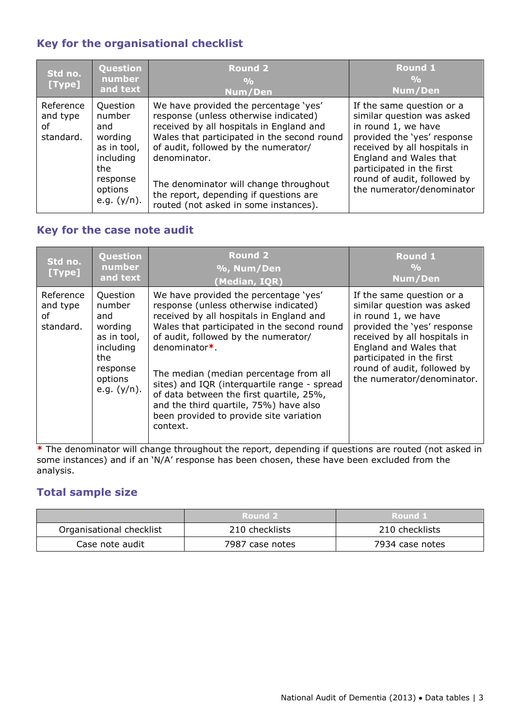## Key for the organisational checklist

| Std no. [Type] | Question number and text | Round 2<br>%<br>Num/Den | Round 1<br>%<br>Num/Den |
|---|---|---|---|
| Reference and type of standard. | Question number and wording as in tool, including the response options e.g. (y/n). | We have provided the percentage 'yes' response (unless otherwise indicated) received by all hospitals in England and Wales that participated in the second round of audit, followed by the numerator/ denominator.<br><br>The denominator will change throughout the report, depending if questions are routed (not asked in some instances). | If the same question or a similar question was asked in round 1, we have provided the 'yes' response received by all hospitals in England and Wales that participated in the first round of audit, followed by the numerator/denominator |

## Key for the case note audit

| Std no. [Type] | Question number and text | Round 2<br>%, Num/Den<br>(Median, IQR) | Round 1<br>%<br>Num/Den |
|---|---|---|---|
| Reference and type of standard. | Question number and wording as in tool, including the response options e.g. (y/n). | We have provided the percentage 'yes' response (unless otherwise indicated) received by all hospitals in England and Wales that participated in the second round of audit, followed by the numerator/ denominator*.<br><br>The median (median percentage from all sites) and IQR (interquartile range - spread of data between the first quartile, 25%, and the third quartile, 75%) have also been provided to provide site variation context. | If the same question or a similar question was asked in round 1, we have provided the 'yes' response received by all hospitals in England and Wales that participated in the first round of audit, followed by the numerator/denominator. |

* The denominator will change throughout the report, depending if questions are routed (not asked in some instances) and if an 'N/A' response has been chosen, these have been excluded from the analysis.

## Total sample size

| | Round 2 | Round 1 |
|---|---|---|
| Organisational checklist | 210 checklists | 210 checklists |
| Case note audit | 7987 case notes | 7934 case notes |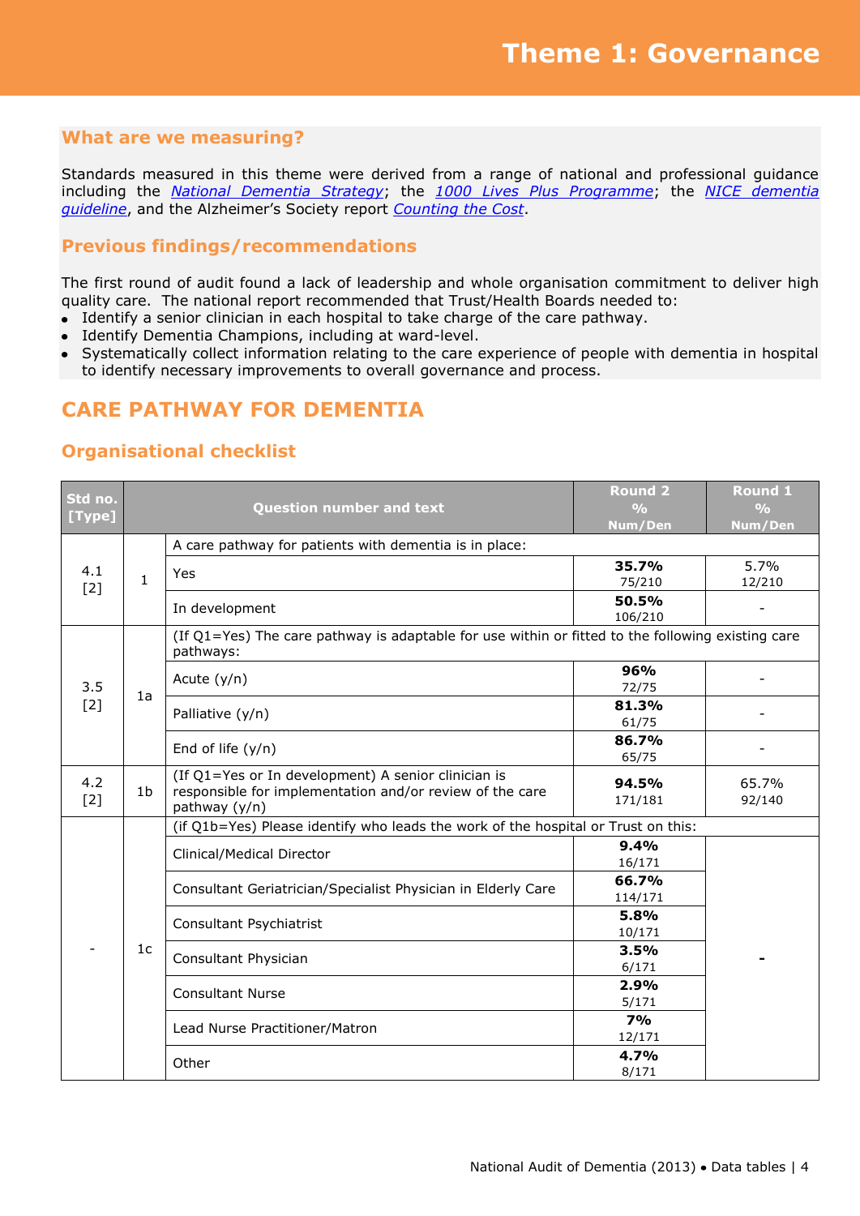# Theme 1: Governance

## What are we measuring?

Standards measured in this theme were derived from a range of national and professional guidance including the *National Dementia Strategy*; the *1000 Lives Plus Programme*; the *NICE dementia guideline*, and the Alzheimer's Society report *Counting the Cost*.

## Previous findings/recommendations

The first round of audit found a lack of leadership and whole organisation commitment to deliver high quality care. The national report recommended that Trust/Health Boards needed to:

- Identify a senior clinician in each hospital to take charge of the care pathway.
- Identify Dementia Champions, including at ward-level.
- Systematically collect information relating to the care experience of people with dementia in hospital to identify necessary improvements to overall governance and process.

## CARE PATHWAY FOR DEMENTIA

### Organisational checklist

| Std no. [Type] | Question number and text | | Round 2 % Num/Den | Round 1 % Num/Den |
|---|---|---|---|---|
| 4.1 [2] | 1 | A care pathway for patients with dementia is in place: | | |
| | | Yes | **35.7%** 75/210 | 5.7% 12/210 |
| | | In development | **50.5%** 106/210 | - |
| 3.5 [2] | 1a | (If Q1=Yes) The care pathway is adaptable for use within or fitted to the following existing care pathways: | | |
| | | Acute (y/n) | **96%** 72/75 | - |
| | | Palliative (y/n) | **81.3%** 61/75 | - |
| | | End of life (y/n) | **86.7%** 65/75 | - |
| 4.2 [2] | 1b | (If Q1=Yes or In development) A senior clinician is responsible for implementation and/or review of the care pathway (y/n) | **94.5%** 171/181 | 65.7% 92/140 |
| - | 1c | (if Q1b=Yes) Please identify who leads the work of the hospital or Trust on this: | | |
| | | Clinical/Medical Director | **9.4%** 16/171 | - |
| | | Consultant Geriatrician/Specialist Physician in Elderly Care | **66.7%** 114/171 | |
| | | Consultant Psychiatrist | **5.8%** 10/171 | |
| | | Consultant Physician | **3.5%** 6/171 | |
| | | Consultant Nurse | **2.9%** 5/171 | |
| | | Lead Nurse Practitioner/Matron | **7%** 12/171 | |
| | | Other | **4.7%** 8/171 | |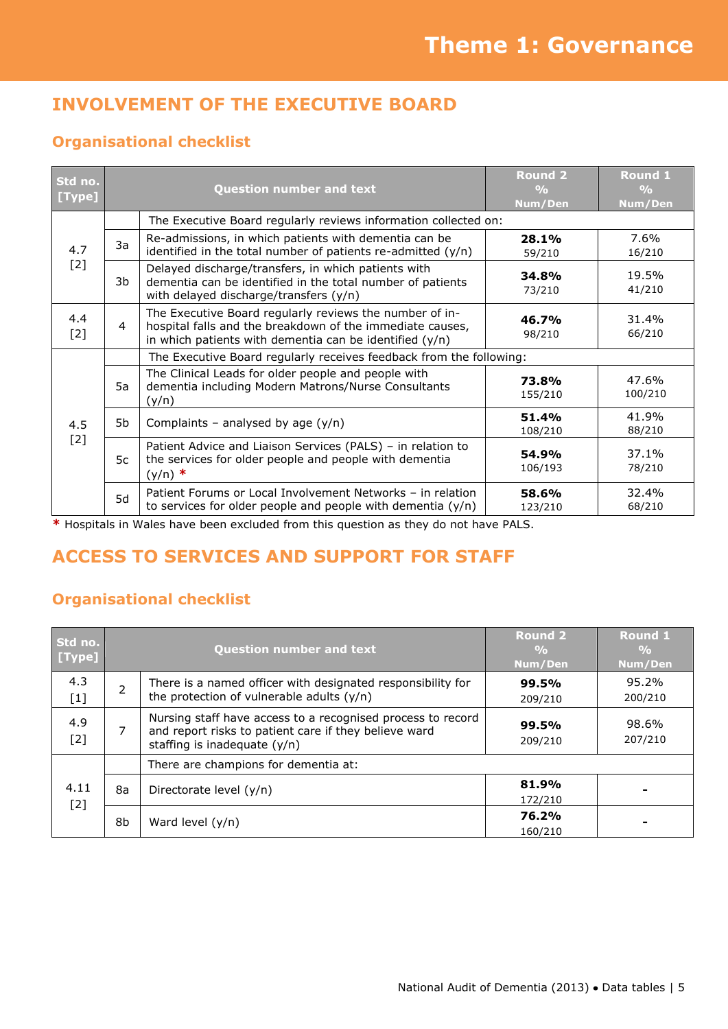# Theme 1: Governance

## INVOLVEMENT OF THE EXECUTIVE BOARD

### Organisational checklist

| Std no. [Type] | Question number and text | | Round 2 % Num/Den | Round 1 % Num/Den |
|---|---|---|---|---|
| 4.7 [2] | | The Executive Board regularly reviews information collected on: | | |
| | 3a | Re-admissions, in which patients with dementia can be identified in the total number of patients re-admitted (y/n) | **28.1%** 59/210 | 7.6% 16/210 |
| | 3b | Delayed discharge/transfers, in which patients with dementia can be identified in the total number of patients with delayed discharge/transfers (y/n) | **34.8%** 73/210 | 19.5% 41/210 |
| 4.4 [2] | 4 | The Executive Board regularly reviews the number of in-hospital falls and the breakdown of the immediate causes, in which patients with dementia can be identified (y/n) | **46.7%** 98/210 | 31.4% 66/210 |
| 4.5 [2] | | The Executive Board regularly receives feedback from the following: | | |
| | 5a | The Clinical Leads for older people and people with dementia including Modern Matrons/Nurse Consultants (y/n) | **73.8%** 155/210 | 47.6% 100/210 |
| | 5b | Complaints – analysed by age (y/n) | **51.4%** 108/210 | 41.9% 88/210 |
| | 5c | Patient Advice and Liaison Services (PALS) – in relation to the services for older people and people with dementia (y/n) * | **54.9%** 106/193 | 37.1% 78/210 |
| | 5d | Patient Forums or Local Involvement Networks – in relation to services for older people and people with dementia (y/n) | **58.6%** 123/210 | 32.4% 68/210 |

* Hospitals in Wales have been excluded from this question as they do not have PALS.

## ACCESS TO SERVICES AND SUPPORT FOR STAFF

### Organisational checklist

| Std no. [Type] | Question number and text | | Round 2 % Num/Den | Round 1 % Num/Den |
|---|---|---|---|---|
| 4.3 [1] | 2 | There is a named officer with designated responsibility for the protection of vulnerable adults (y/n) | **99.5%** 209/210 | 95.2% 200/210 |
| 4.9 [2] | 7 | Nursing staff have access to a recognised process to record and report risks to patient care if they believe ward staffing is inadequate (y/n) | **99.5%** 209/210 | 98.6% 207/210 |
| 4.11 [2] | | There are champions for dementia at: | | |
| | 8a | Directorate level (y/n) | **81.9%** 172/210 | - |
| | 8b | Ward level (y/n) | **76.2%** 160/210 | - |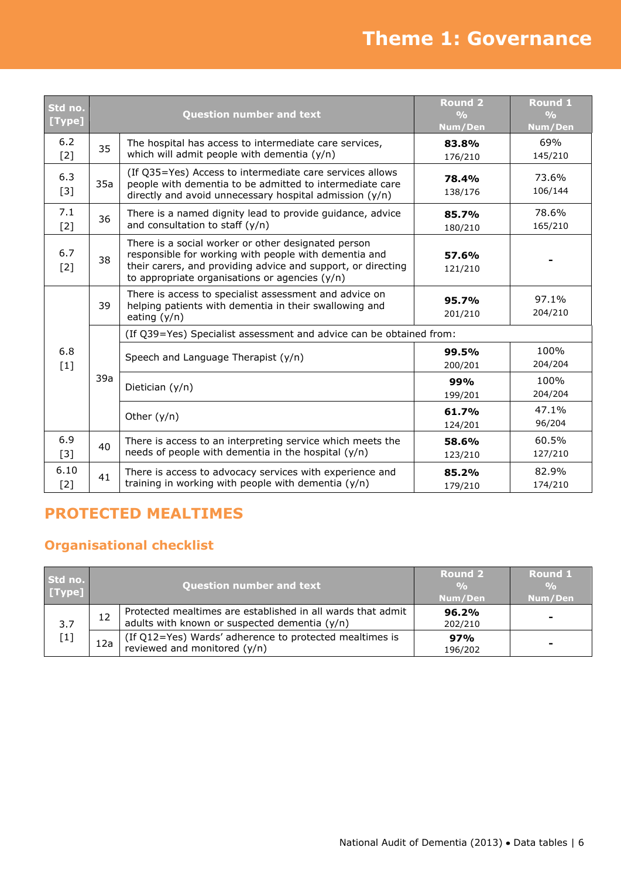# Theme 1: Governance

| Std no. [Type] | Question number and text | | Round 2 % Num/Den | Round 1 % Num/Den |
|---|---|---|---|---|
| 6.2 [2] | 35 | The hospital has access to intermediate care services, which will admit people with dementia (y/n) | **83.8%** 176/210 | 69% 145/210 |
| 6.3 [3] | 35a | (If Q35=Yes) Access to intermediate care services allows people with dementia to be admitted to intermediate care directly and avoid unnecessary hospital admission (y/n) | **78.4%** 138/176 | 73.6% 106/144 |
| 7.1 [2] | 36 | There is a named dignity lead to provide guidance, advice and consultation to staff (y/n) | **85.7%** 180/210 | 78.6% 165/210 |
| 6.7 [2] | 38 | There is a social worker or other designated person responsible for working with people with dementia and their carers, and providing advice and support, or directing to appropriate organisations or agencies (y/n) | **57.6%** 121/210 | - |
| 6.8 [1] | 39 | There is access to specialist assessment and advice on helping patients with dementia in their swallowing and eating (y/n) | **95.7%** 201/210 | 97.1% 204/210 |
| | 39a | (If Q39=Yes) Specialist assessment and advice can be obtained from: | | |
| | | Speech and Language Therapist (y/n) | **99.5%** 200/201 | 100% 204/204 |
| | | Dietician (y/n) | **99%** 199/201 | 100% 204/204 |
| | | Other (y/n) | **61.7%** 124/201 | 47.1% 96/204 |
| 6.9 [3] | 40 | There is access to an interpreting service which meets the needs of people with dementia in the hospital (y/n) | **58.6%** 123/210 | 60.5% 127/210 |
| 6.10 [2] | 41 | There is access to advocacy services with experience and training in working with people with dementia (y/n) | **85.2%** 179/210 | 82.9% 174/210 |

## PROTECTED MEALTIMES

### Organisational checklist

| Std no. [Type] | Question number and text | | Round 2 % Num/Den | Round 1 % Num/Den |
|---|---|---|---|---|
| 3.7 [1] | 12 | Protected mealtimes are established in all wards that admit adults with known or suspected dementia (y/n) | **96.2%** 202/210 | - |
| | 12a | (If Q12=Yes) Wards' adherence to protected mealtimes is reviewed and monitored (y/n) | **97%** 196/202 | - |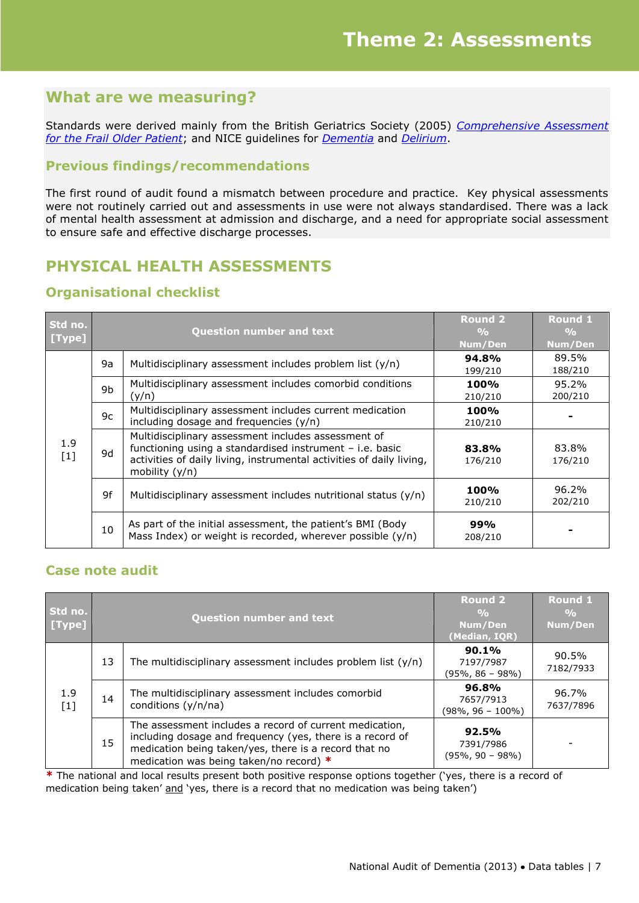# Theme 2: Assessments

## What are we measuring?

Standards were derived mainly from the British Geriatrics Society (2005) *Comprehensive Assessment for the Frail Older Patient*; and NICE guidelines for *Dementia* and *Delirium*.

### Previous findings/recommendations

The first round of audit found a mismatch between procedure and practice. Key physical assessments were not routinely carried out and assessments in use were not always standardised. There was a lack of mental health assessment at admission and discharge, and a need for appropriate social assessment to ensure safe and effective discharge processes.

## PHYSICAL HEALTH ASSESSMENTS

### Organisational checklist

| Std no. [Type] | Question number and text | | Round 2 % Num/Den | Round 1 % Num/Den |
|---|---|---|---|---|
| 1.9 [1] | 9a | Multidisciplinary assessment includes problem list (y/n) | **94.8%** 199/210 | 89.5% 188/210 |
| | 9b | Multidisciplinary assessment includes comorbid conditions (y/n) | **100%** 210/210 | 95.2% 200/210 |
| | 9c | Multidisciplinary assessment includes current medication including dosage and frequencies (y/n) | **100%** 210/210 | - |
| | 9d | Multidisciplinary assessment includes assessment of functioning using a standardised instrument – i.e. basic activities of daily living, instrumental activities of daily living, mobility (y/n) | **83.8%** 176/210 | 83.8% 176/210 |
| | 9f | Multidisciplinary assessment includes nutritional status (y/n) | **100%** 210/210 | 96.2% 202/210 |
| | 10 | As part of the initial assessment, the patient's BMI (Body Mass Index) or weight is recorded, wherever possible (y/n) | **99%** 208/210 | - |

### Case note audit

| Std no. [Type] | Question number and text | | Round 2 % Num/Den (Median, IQR) | Round 1 % Num/Den |
|---|---|---|---|---|
| 1.9 [1] | 13 | The multidisciplinary assessment includes problem list (y/n) | **90.1%** 7197/7987 (95%, 86 – 98%) | 90.5% 7182/7933 |
| | 14 | The multidisciplinary assessment includes comorbid conditions (y/n/na) | **96.8%** 7657/7913 (98%, 96 – 100%) | 96.7% 7637/7896 |
| | 15 | The assessment includes a record of current medication, including dosage and frequency (yes, there is a record of medication being taken/yes, there is a record that no medication was being taken/no record) * | **92.5%** 7391/7986 (95%, 90 – 98%) | - |

* The national and local results present both positive response options together ('yes, there is a record of medication being taken' and 'yes, there is a record that no medication was being taken')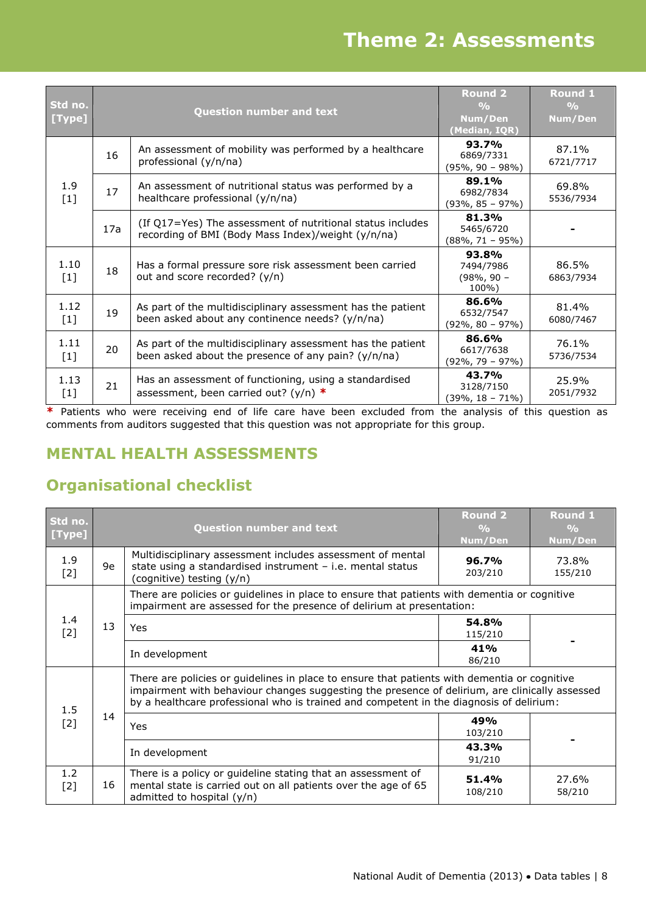# Theme 2: Assessments

| Std no. [Type] | Question number and text | | Round 2 % Num/Den (Median, IQR) | Round 1 % Num/Den |
|---|---|---|---|---|
| 1.9 [1] | 16 | An assessment of mobility was performed by a healthcare professional (y/n/na) | **93.7%** 6869/7331 (95%, 90 – 98%) | 87.1% 6721/7717 |
| | 17 | An assessment of nutritional status was performed by a healthcare professional (y/n/na) | **89.1%** 6982/7834 (93%, 85 – 97%) | 69.8% 5536/7934 |
| | 17a | (If Q17=Yes) The assessment of nutritional status includes recording of BMI (Body Mass Index)/weight (y/n/na) | **81.3%** 5465/6720 (88%, 71 – 95%) | - |
| 1.10 [1] | 18 | Has a formal pressure sore risk assessment been carried out and score recorded? (y/n) | **93.8%** 7494/7986 (98%, 90 – 100%) | 86.5% 6863/7934 |
| 1.12 [1] | 19 | As part of the multidisciplinary assessment has the patient been asked about any continence needs? (y/n/na) | **86.6%** 6532/7547 (92%, 80 – 97%) | 81.4% 6080/7467 |
| 1.11 [1] | 20 | As part of the multidisciplinary assessment has the patient been asked about the presence of any pain? (y/n/na) | **86.6%** 6617/7638 (92%, 79 – 97%) | 76.1% 5736/7534 |
| 1.13 [1] | 21 | Has an assessment of functioning, using a standardised assessment, been carried out? (y/n) * | **43.7%** 3128/7150 (39%, 18 – 71%) | 25.9% 2051/7932 |

\* Patients who were receiving end of life care have been excluded from the analysis of this question as comments from auditors suggested that this question was not appropriate for this group.

## MENTAL HEALTH ASSESSMENTS

## Organisational checklist

| Std no. [Type] | Question number and text | | Round 2 % Num/Den | Round 1 % Num/Den |
|---|---|---|---|---|
| 1.9 [2] | 9e | Multidisciplinary assessment includes assessment of mental state using a standardised instrument – i.e. mental status (cognitive) testing (y/n) | **96.7%** 203/210 | 73.8% 155/210 |
| 1.4 [2] | 13 | There are policies or guidelines in place to ensure that patients with dementia or cognitive impairment are assessed for the presence of delirium at presentation: | | |
| | | Yes | **54.8%** 115/210 | - |
| | | In development | **41%** 86/210 | |
| 1.5 [2] | 14 | There are policies or guidelines in place to ensure that patients with dementia or cognitive impairment with behaviour changes suggesting the presence of delirium, are clinically assessed by a healthcare professional who is trained and competent in the diagnosis of delirium: | | |
| | | Yes | **49%** 103/210 | - |
| | | In development | **43.3%** 91/210 | |
| 1.2 [2] | 16 | There is a policy or guideline stating that an assessment of mental state is carried out on all patients over the age of 65 admitted to hospital (y/n) | **51.4%** 108/210 | 27.6% 58/210 |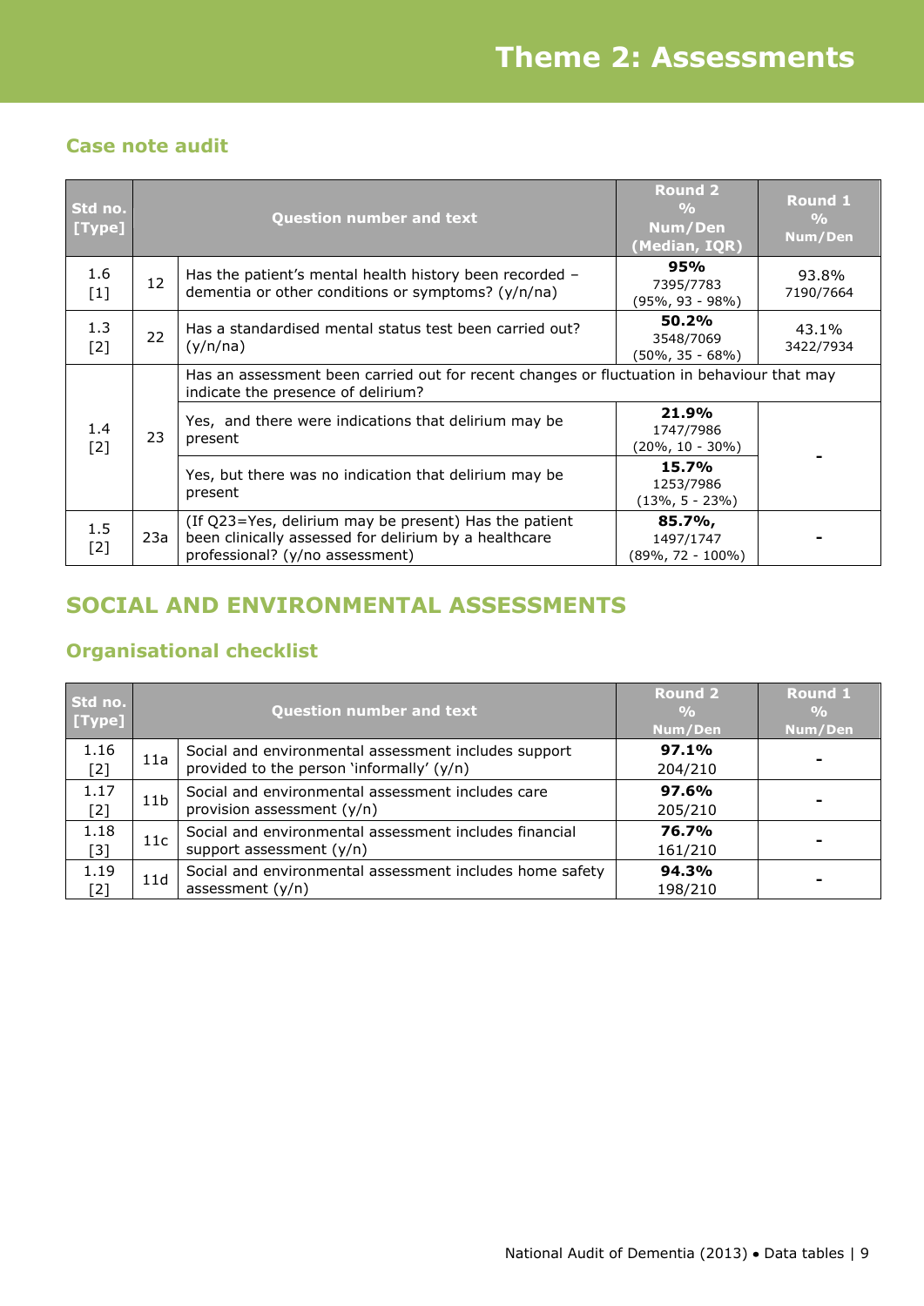# Theme 2: Assessments

## Case note audit

| Std no. [Type] | | Question number and text | Round 2 % Num/Den (Median, IQR) | Round 1 % Num/Den |
|---|---|---|---|---|
| 1.6 [1] | 12 | Has the patient's mental health history been recorded – dementia or other conditions or symptoms? (y/n/na) | **95%** 7395/7783 (95%, 93 - 98%) | 93.8% 7190/7664 |
| 1.3 [2] | 22 | Has a standardised mental status test been carried out? (y/n/na) | **50.2%** 3548/7069 (50%, 35 - 68%) | 43.1% 3422/7934 |
| 1.4 [2] | 23 | Has an assessment been carried out for recent changes or fluctuation in behaviour that may indicate the presence of delirium? | | |
| | | Yes, and there were indications that delirium may be present | **21.9%** 1747/7986 (20%, 10 - 30%) | - |
| | | Yes, but there was no indication that delirium may be present | **15.7%** 1253/7986 (13%, 5 - 23%) | |
| 1.5 [2] | 23a | (If Q23=Yes, delirium may be present) Has the patient been clinically assessed for delirium by a healthcare professional? (y/no assessment) | **85.7%,** 1497/1747 (89%, 72 - 100%) | - |

## SOCIAL AND ENVIRONMENTAL ASSESSMENTS

### Organisational checklist

| Std no. [Type] | | Question number and text | Round 2 % Num/Den | Round 1 % Num/Den |
|---|---|---|---|---|
| 1.16 [2] | 11a | Social and environmental assessment includes support provided to the person 'informally' (y/n) | **97.1%** 204/210 | - |
| 1.17 [2] | 11b | Social and environmental assessment includes care provision assessment (y/n) | **97.6%** 205/210 | - |
| 1.18 [3] | 11c | Social and environmental assessment includes financial support assessment (y/n) | **76.7%** 161/210 | - |
| 1.19 [2] | 11d | Social and environmental assessment includes home safety assessment (y/n) | **94.3%** 198/210 | - |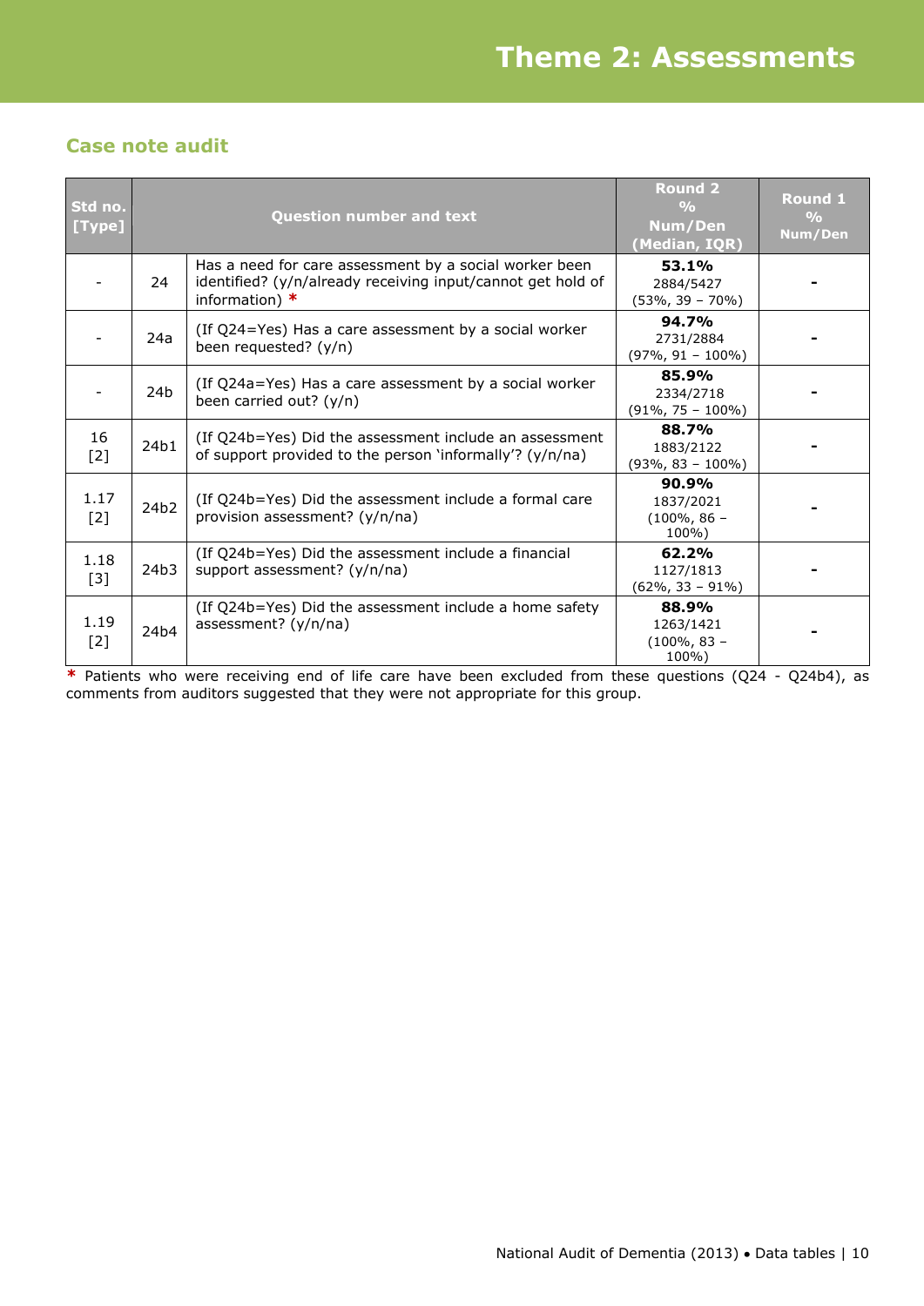# Theme 2: Assessments

## Case note audit

| Std no. [Type] | Question number and text | | Round 2 % Num/Den (Median, IQR) | Round 1 % Num/Den |
|---|---|---|---|---|
| - | 24 | Has a need for care assessment by a social worker been identified? (y/n/already receiving input/cannot get hold of information) * | **53.1%** 2884/5427 (53%, 39 – 70%) | - |
| - | 24a | (If Q24=Yes) Has a care assessment by a social worker been requested? (y/n) | **94.7%** 2731/2884 (97%, 91 – 100%) | - |
| - | 24b | (If Q24a=Yes) Has a care assessment by a social worker been carried out? (y/n) | **85.9%** 2334/2718 (91%, 75 – 100%) | - |
| 16 [2] | 24b1 | (If Q24b=Yes) Did the assessment include an assessment of support provided to the person 'informally'? (y/n/na) | **88.7%** 1883/2122 (93%, 83 – 100%) | - |
| 1.17 [2] | 24b2 | (If Q24b=Yes) Did the assessment include a formal care provision assessment? (y/n/na) | **90.9%** 1837/2021 (100%, 86 – 100%) | - |
| 1.18 [3] | 24b3 | (If Q24b=Yes) Did the assessment include a financial support assessment? (y/n/na) | **62.2%** 1127/1813 (62%, 33 – 91%) | - |
| 1.19 [2] | 24b4 | (If Q24b=Yes) Did the assessment include a home safety assessment? (y/n/na) | **88.9%** 1263/1421 (100%, 83 – 100%) | - |

* Patients who were receiving end of life care have been excluded from these questions (Q24 - Q24b4), as comments from auditors suggested that they were not appropriate for this group.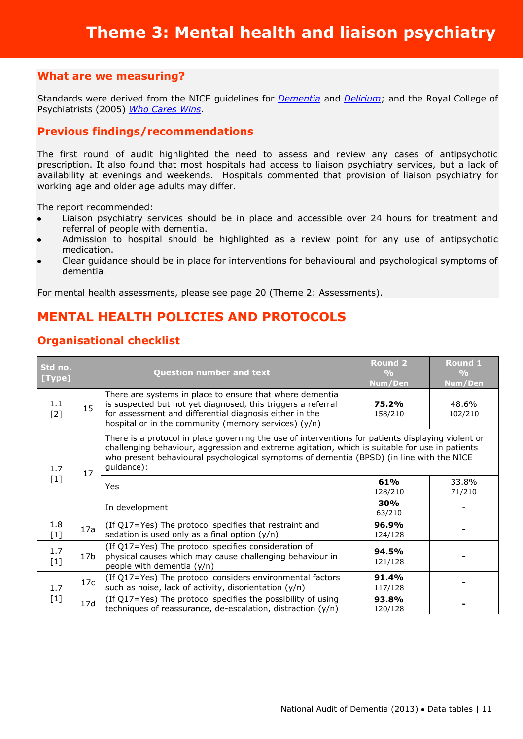# Theme 3: Mental health and liaison psychiatry

## What are we measuring?

Standards were derived from the NICE guidelines for *Dementia* and *Delirium*; and the Royal College of Psychiatrists (2005) *Who Cares Wins*.

## Previous findings/recommendations

The first round of audit highlighted the need to assess and review any cases of antipsychotic prescription. It also found that most hospitals had access to liaison psychiatry services, but a lack of availability at evenings and weekends. Hospitals commented that provision of liaison psychiatry for working age and older age adults may differ.

The report recommended:

- Liaison psychiatry services should be in place and accessible over 24 hours for treatment and referral of people with dementia.
- Admission to hospital should be highlighted as a review point for any use of antipsychotic medication.
- Clear guidance should be in place for interventions for behavioural and psychological symptoms of dementia.

For mental health assessments, please see page 20 (Theme 2: Assessments).

## MENTAL HEALTH POLICIES AND PROTOCOLS

### Organisational checklist

| Std no. [Type] | Question number and text | | Round 2 % Num/Den | Round 1 % Num/Den |
|---|---|---|---|---|
| 1.1 [2] | 15 | There are systems in place to ensure that where dementia is suspected but not yet diagnosed, this triggers a referral for assessment and differential diagnosis either in the hospital or in the community (memory services) (y/n) | **75.2%** 158/210 | 48.6% 102/210 |
| 1.7 [1] | 17 | There is a protocol in place governing the use of interventions for patients displaying violent or challenging behaviour, aggression and extreme agitation, which is suitable for use in patients who present behavioural psychological symptoms of dementia (BPSD) (in line with the NICE guidance): | | |
| | | Yes | **61%** 128/210 | 33.8% 71/210 |
| | | In development | **30%** 63/210 | - |
| 1.8 [1] | 17a | (If Q17=Yes) The protocol specifies that restraint and sedation is used only as a final option (y/n) | **96.9%** 124/128 | - |
| 1.7 [1] | 17b | (If Q17=Yes) The protocol specifies consideration of physical causes which may cause challenging behaviour in people with dementia (y/n) | **94.5%** 121/128 | - |
| 1.7 [1] | 17c | (If Q17=Yes) The protocol considers environmental factors such as noise, lack of activity, disorientation (y/n) | **91.4%** 117/128 | - |
| | 17d | (If Q17=Yes) The protocol specifies the possibility of using techniques of reassurance, de-escalation, distraction (y/n) | **93.8%** 120/128 | - |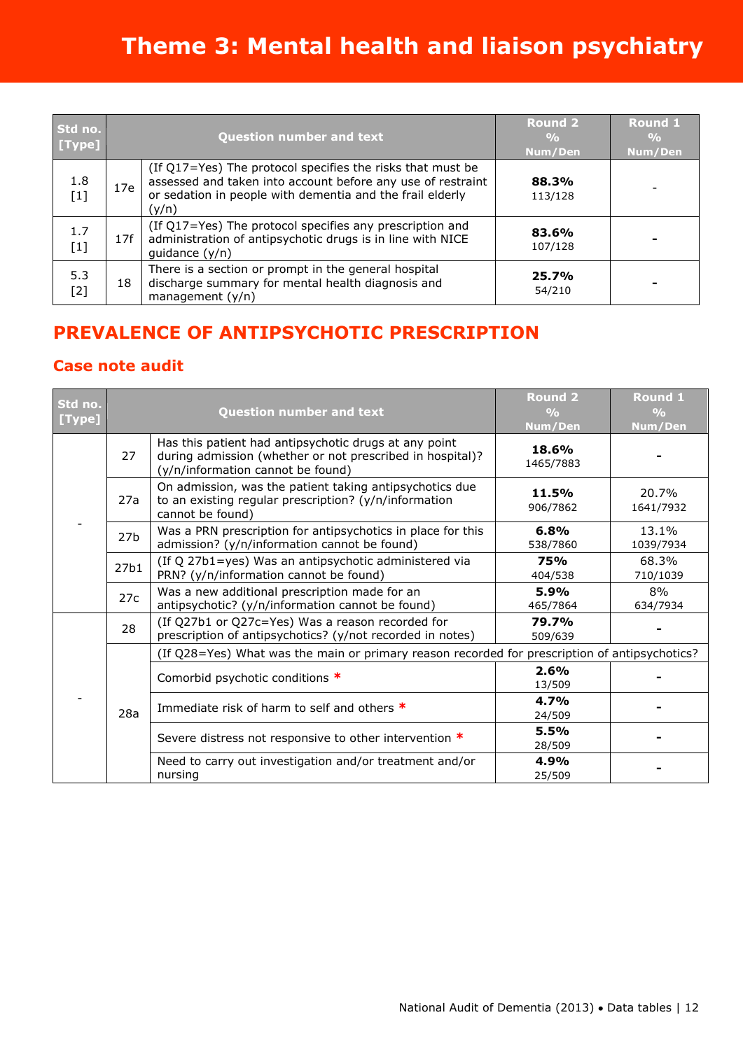# Theme 3: Mental health and liaison psychiatry

| Std no. [Type] | Question number and text | | Round 2 % Num/Den | Round 1 % Num/Den |
|---|---|---|---|---|
| 1.8 [1] | 17e | (If Q17=Yes) The protocol specifies the risks that must be assessed and taken into account before any use of restraint or sedation in people with dementia and the frail elderly (y/n) | **88.3%** 113/128 | - |
| 1.7 [1] | 17f | (If Q17=Yes) The protocol specifies any prescription and administration of antipsychotic drugs is in line with NICE guidance (y/n) | **83.6%** 107/128 | - |
| 5.3 [2] | 18 | There is a section or prompt in the general hospital discharge summary for mental health diagnosis and management (y/n) | **25.7%** 54/210 | - |

## PREVALENCE OF ANTIPSYCHOTIC PRESCRIPTION

### Case note audit

| Std no. [Type] | Question number and text | | Round 2 % Num/Den | Round 1 % Num/Den |
|---|---|---|---|---|
| - | 27 | Has this patient had antipsychotic drugs at any point during admission (whether or not prescribed in hospital)? (y/n/information cannot be found) | **18.6%** 1465/7883 | - |
| | 27a | On admission, was the patient taking antipsychotics due to an existing regular prescription? (y/n/information cannot be found) | **11.5%** 906/7862 | 20.7% 1641/7932 |
| | 27b | Was a PRN prescription for antipsychotics in place for this admission? (y/n/information cannot be found) | **6.8%** 538/7860 | 13.1% 1039/7934 |
| | 27b1 | (If Q 27b1=yes) Was an antipsychotic administered via PRN? (y/n/information cannot be found) | **75%** 404/538 | 68.3% 710/1039 |
| | 27c | Was a new additional prescription made for an antipsychotic? (y/n/information cannot be found) | **5.9%** 465/7864 | 8% 634/7934 |
| - | 28 | (If Q27b1 or Q27c=Yes) Was a reason recorded for prescription of antipsychotics? (y/not recorded in notes) | **79.7%** 509/639 | - |
| | 28a | (If Q28=Yes) What was the main or primary reason recorded for prescription of antipsychotics? | | |
| | | Comorbid psychotic conditions * | **2.6%** 13/509 | - |
| | | Immediate risk of harm to self and others * | **4.7%** 24/509 | - |
| | | Severe distress not responsive to other intervention * | **5.5%** 28/509 | - |
| | | Need to carry out investigation and/or treatment and/or nursing | **4.9%** 25/509 | - |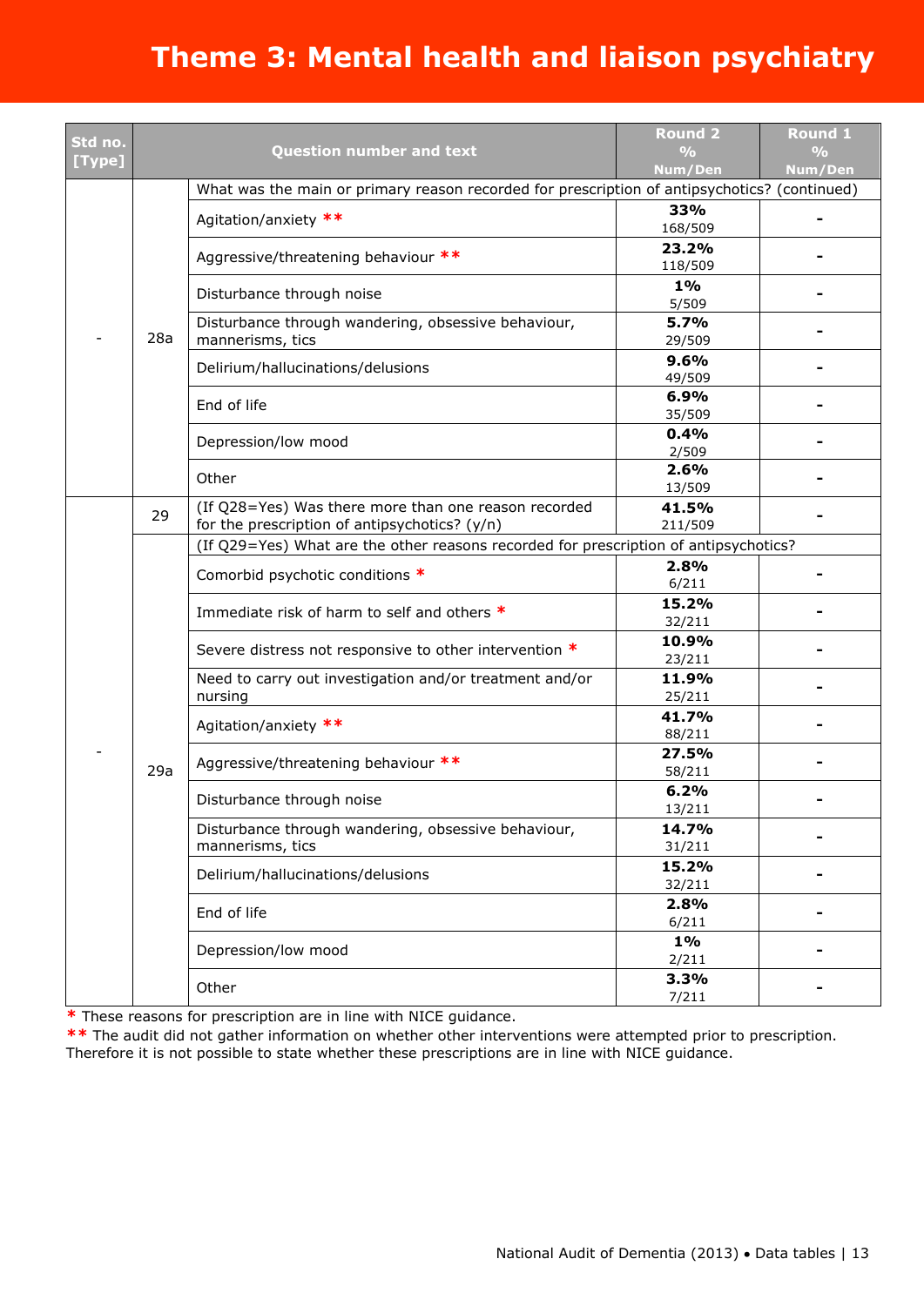# Theme 3: Mental health and liaison psychiatry

| Std no. [Type] | Question number and text | | Round 2 % Num/Den | Round 1 % Num/Den |
|---|---|---|---|---|
| - | 28a | What was the main or primary reason recorded for prescription of antipsychotics? (continued) | | |
| | | Agitation/anxiety ** | **33%** 168/509 | - |
| | | Aggressive/threatening behaviour ** | **23.2%** 118/509 | - |
| | | Disturbance through noise | **1%** 5/509 | - |
| | | Disturbance through wandering, obsessive behaviour, mannerisms, tics | **5.7%** 29/509 | - |
| | | Delirium/hallucinations/delusions | **9.6%** 49/509 | - |
| | | End of life | **6.9%** 35/509 | - |
| | | Depression/low mood | **0.4%** 2/509 | - |
| | | Other | **2.6%** 13/509 | - |
| - | 29 | (If Q28=Yes) Was there more than one reason recorded for the prescription of antipsychotics? (y/n) | **41.5%** 211/509 | - |
| | 29a | (If Q29=Yes) What are the other reasons recorded for prescription of antipsychotics? | | |
| | | Comorbid psychotic conditions * | **2.8%** 6/211 | - |
| | | Immediate risk of harm to self and others * | **15.2%** 32/211 | - |
| | | Severe distress not responsive to other intervention * | **10.9%** 23/211 | - |
| | | Need to carry out investigation and/or treatment and/or nursing | **11.9%** 25/211 | - |
| | | Agitation/anxiety ** | **41.7%** 88/211 | - |
| | | Aggressive/threatening behaviour ** | **27.5%** 58/211 | - |
| | | Disturbance through noise | **6.2%** 13/211 | - |
| | | Disturbance through wandering, obsessive behaviour, mannerisms, tics | **14.7%** 31/211 | - |
| | | Delirium/hallucinations/delusions | **15.2%** 32/211 | - |
| | | End of life | **2.8%** 6/211 | - |
| | | Depression/low mood | **1%** 2/211 | - |
| | | Other | **3.3%** 7/211 | - |

* These reasons for prescription are in line with NICE guidance.

** The audit did not gather information on whether other interventions were attempted prior to prescription. Therefore it is not possible to state whether these prescriptions are in line with NICE guidance.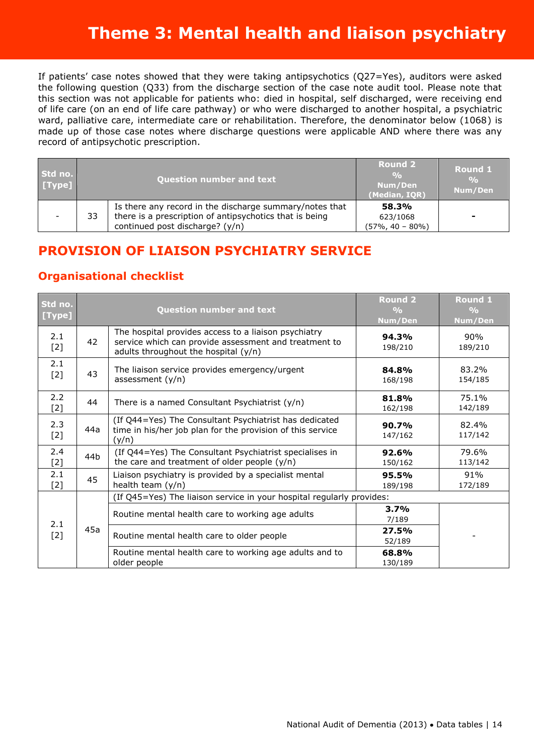# Theme 3: Mental health and liaison psychiatry

If patients' case notes showed that they were taking antipsychotics (Q27=Yes), auditors were asked the following question (Q33) from the discharge section of the case note audit tool. Please note that this section was not applicable for patients who: died in hospital, self discharged, were receiving end of life care (on an end of life care pathway) or who were discharged to another hospital, a psychiatric ward, palliative care, intermediate care or rehabilitation. Therefore, the denominator below (1068) is made up of those case notes where discharge questions were applicable AND where there was any record of antipsychotic prescription.

| Std no. [Type] | Question number and text | | Round 2 % Num/Den (Median, IQR) | Round 1 % Num/Den |
|---|---|---|---|---|
| - | 33 | Is there any record in the discharge summary/notes that there is a prescription of antipsychotics that is being continued post discharge? (y/n) | **58.3%** 623/1068 (57%, 40 – 80%) | - |

## PROVISION OF LIAISON PSYCHIATRY SERVICE

### Organisational checklist

| Std no. [Type] | Question number and text | | Round 2 % Num/Den | Round 1 % Num/Den |
|---|---|---|---|---|
| 2.1 [2] | 42 | The hospital provides access to a liaison psychiatry service which can provide assessment and treatment to adults throughout the hospital (y/n) | **94.3%** 198/210 | 90% 189/210 |
| 2.1 [2] | 43 | The liaison service provides emergency/urgent assessment (y/n) | **84.8%** 168/198 | 83.2% 154/185 |
| 2.2 [2] | 44 | There is a named Consultant Psychiatrist (y/n) | **81.8%** 162/198 | 75.1% 142/189 |
| 2.3 [2] | 44a | (If Q44=Yes) The Consultant Psychiatrist has dedicated time in his/her job plan for the provision of this service (y/n) | **90.7%** 147/162 | 82.4% 117/142 |
| 2.4 [2] | 44b | (If Q44=Yes) The Consultant Psychiatrist specialises in the care and treatment of older people (y/n) | **92.6%** 150/162 | 79.6% 113/142 |
| 2.1 [2] | 45 | Liaison psychiatry is provided by a specialist mental health team (y/n) | **95.5%** 189/198 | 91% 172/189 |
| 2.1 [2] | 45a | (If Q45=Yes) The liaison service in your hospital regularly provides: | | |
| | | Routine mental health care to working age adults | **3.7%** 7/189 | - |
| | | Routine mental health care to older people | **27.5%** 52/189 | |
| | | Routine mental health care to working age adults and to older people | **68.8%** 130/189 | |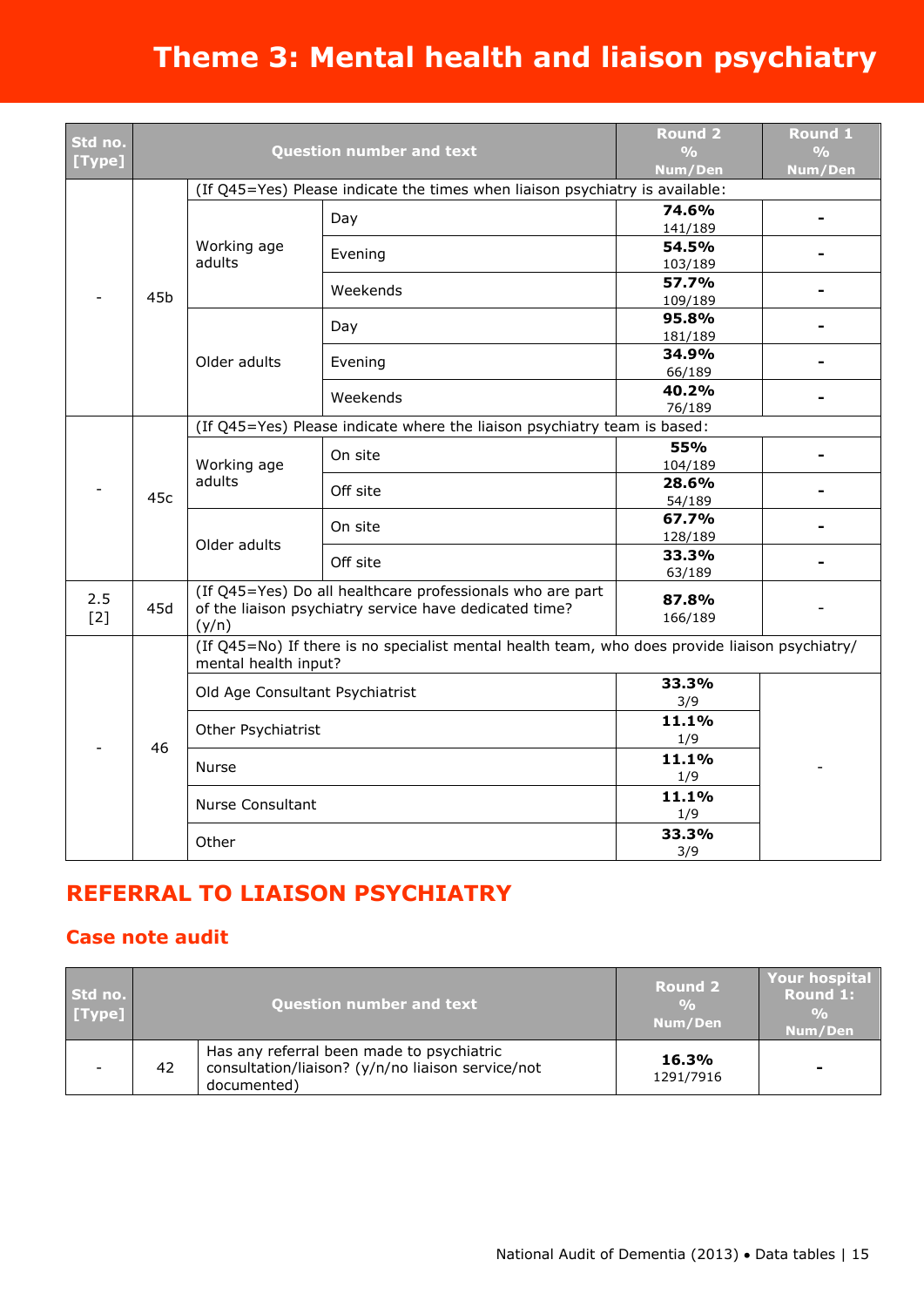# Theme 3: Mental health and liaison psychiatry

| Std no. [Type] | Question number and text | | | Round 2 % Num/Den | Round 1 % Num/Den |
|---|---|---|---|---|---|
| - | 45b | (If Q45=Yes) Please indicate the times when liaison psychiatry is available: | | | |
| | | Working age adults | Day | **74.6%** 141/189 | - |
| | | | Evening | **54.5%** 103/189 | - |
| | | | Weekends | **57.7%** 109/189 | - |
| | | Older adults | Day | **95.8%** 181/189 | - |
| | | | Evening | **34.9%** 66/189 | - |
| | | | Weekends | **40.2%** 76/189 | - |
| - | 45c | (If Q45=Yes) Please indicate where the liaison psychiatry team is based: | | | |
| | | Working age adults | On site | **55%** 104/189 | - |
| | | | Off site | **28.6%** 54/189 | - |
| | | Older adults | On site | **67.7%** 128/189 | - |
| | | | Off site | **33.3%** 63/189 | - |
| 2.5 [2] | 45d | (If Q45=Yes) Do all healthcare professionals who are part of the liaison psychiatry service have dedicated time? (y/n) | | **87.8%** 166/189 | - |
| - | 46 | (If Q45=No) If there is no specialist mental health team, who does provide liaison psychiatry/ mental health input? | | | |
| | | Old Age Consultant Psychiatrist | | **33.3%** 3/9 | - |
| | | Other Psychiatrist | | **11.1%** 1/9 | |
| | | Nurse | | **11.1%** 1/9 | |
| | | Nurse Consultant | | **11.1%** 1/9 | |
| | | Other | | **33.3%** 3/9 | |

## REFERRAL TO LIAISON PSYCHIATRY

### Case note audit

| Std no. [Type] | Question number and text | | Round 2 % Num/Den | Your hospital Round 1: % Num/Den |
|---|---|---|---|---|
| - | 42 | Has any referral been made to psychiatric consultation/liaison? (y/n/no liaison service/not documented) | **16.3%** 1291/7916 | - |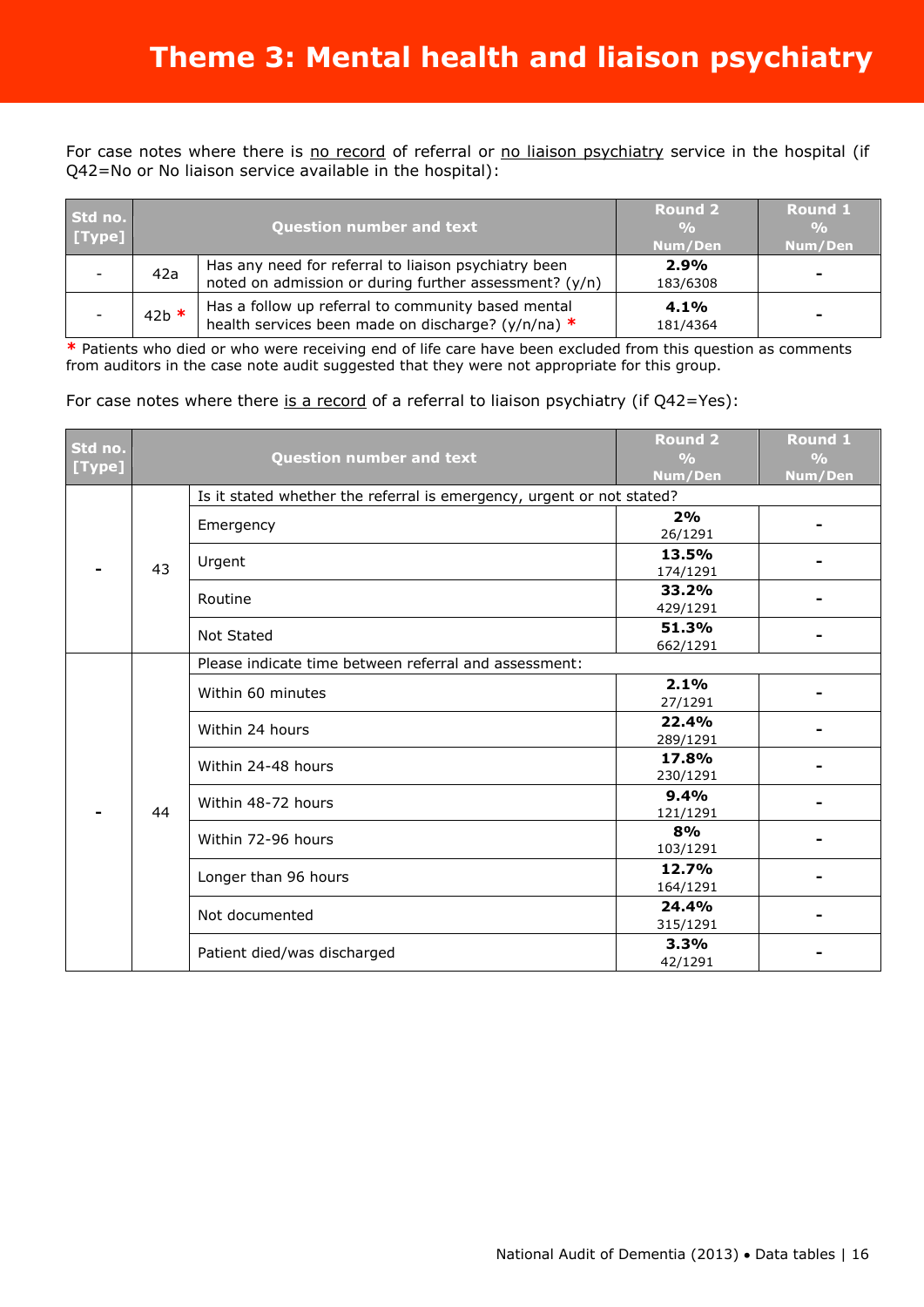# Theme 3: Mental health and liaison psychiatry

For case notes where there is no record of referral or no liaison psychiatry service in the hospital (if Q42=No or No liaison service available in the hospital):

| Std no. [Type] | Question number and text | | Round 2 % Num/Den | Round 1 % Num/Den |
|---|---|---|---|---|
| - | 42a | Has any need for referral to liaison psychiatry been noted on admission or during further assessment? (y/n) | **2.9%** 183/6308 | - |
| - | 42b * | Has a follow up referral to community based mental health services been made on discharge? (y/n/na) * | **4.1%** 181/4364 | - |

* Patients who died or who were receiving end of life care have been excluded from this question as comments from auditors in the case note audit suggested that they were not appropriate for this group.

For case notes where there is a record of a referral to liaison psychiatry (if Q42=Yes):

| Std no. [Type] | Question number and text | | Round 2 % Num/Den | Round 1 % Num/Den |
|---|---|---|---|---|
| - | 43 | Is it stated whether the referral is emergency, urgent or not stated? | | |
| | | Emergency | **2%** 26/1291 | - |
| | | Urgent | **13.5%** 174/1291 | - |
| | | Routine | **33.2%** 429/1291 | - |
| | | Not Stated | **51.3%** 662/1291 | - |
| - | 44 | Please indicate time between referral and assessment: | | |
| | | Within 60 minutes | **2.1%** 27/1291 | - |
| | | Within 24 hours | **22.4%** 289/1291 | - |
| | | Within 24-48 hours | **17.8%** 230/1291 | - |
| | | Within 48-72 hours | **9.4%** 121/1291 | - |
| | | Within 72-96 hours | **8%** 103/1291 | - |
| | | Longer than 96 hours | **12.7%** 164/1291 | - |
| | | Not documented | **24.4%** 315/1291 | - |
| | | Patient died/was discharged | **3.3%** 42/1291 | - |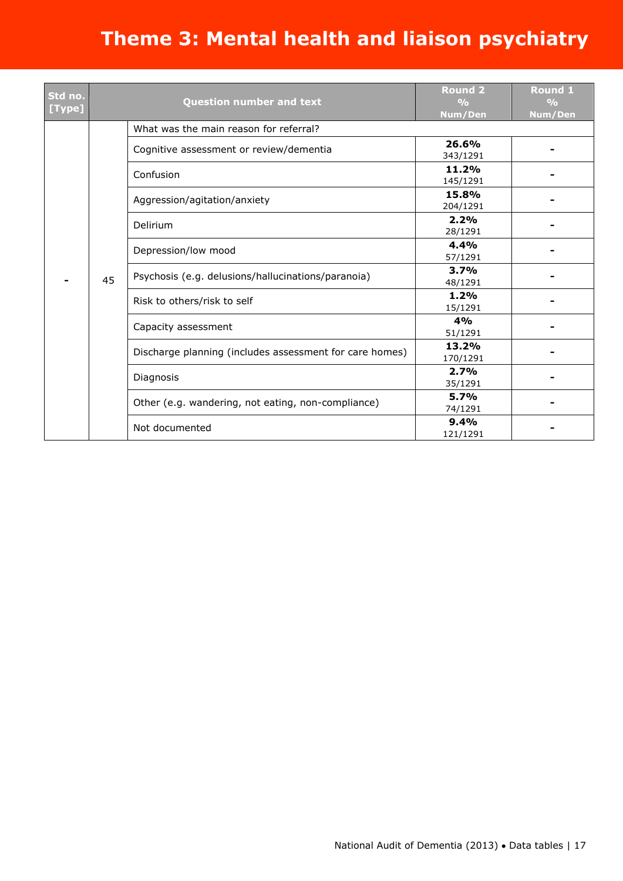# Theme 3: Mental health and liaison psychiatry

| Std no. [Type] | Question number and text | | Round 2 % Num/Den | Round 1 % Num/Den |
|---|---|---|---|---|
| - | 45 | What was the main reason for referral? | | |
| | | Cognitive assessment or review/dementia | **26.6%** 343/1291 | - |
| | | Confusion | **11.2%** 145/1291 | - |
| | | Aggression/agitation/anxiety | **15.8%** 204/1291 | - |
| | | Delirium | **2.2%** 28/1291 | - |
| | | Depression/low mood | **4.4%** 57/1291 | - |
| | | Psychosis (e.g. delusions/hallucinations/paranoia) | **3.7%** 48/1291 | - |
| | | Risk to others/risk to self | **1.2%** 15/1291 | - |
| | | Capacity assessment | **4%** 51/1291 | - |
| | | Discharge planning (includes assessment for care homes) | **13.2%** 170/1291 | - |
| | | Diagnosis | **2.7%** 35/1291 | - |
| | | Other (e.g. wandering, not eating, non-compliance) | **5.7%** 74/1291 | - |
| | | Not documented | **9.4%** 121/1291 | - |

National Audit of Dementia (2013) • Data tables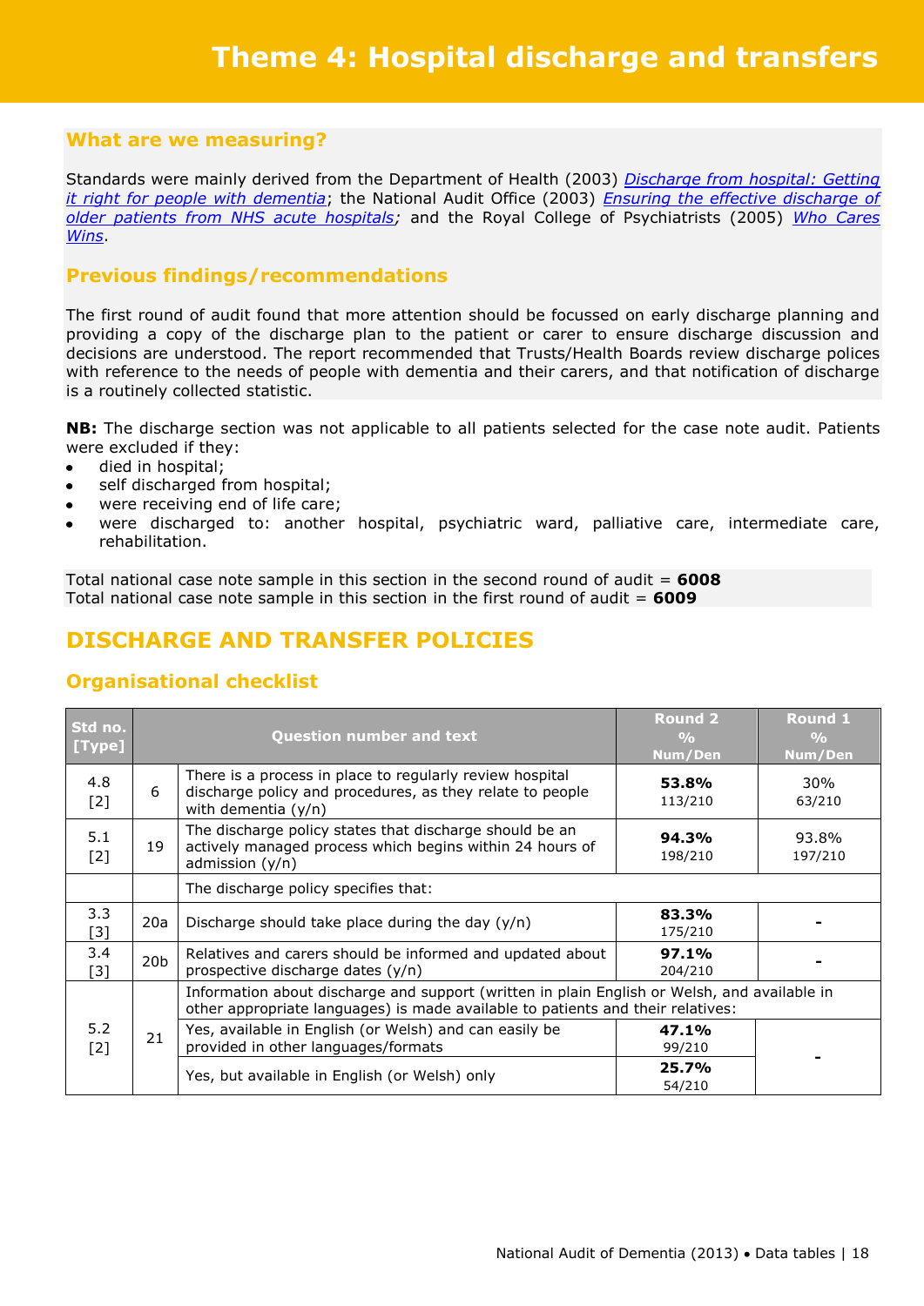# Theme 4: Hospital discharge and transfers

## What are we measuring?

Standards were mainly derived from the Department of Health (2003) *Discharge from hospital: Getting it right for people with dementia*; the National Audit Office (2003) *Ensuring the effective discharge of older patients from NHS acute hospitals*; and the Royal College of Psychiatrists (2005) *Who Cares Wins*.

## Previous findings/recommendations

The first round of audit found that more attention should be focussed on early discharge planning and providing a copy of the discharge plan to the patient or carer to ensure discharge discussion and decisions are understood. The report recommended that Trusts/Health Boards review discharge polices with reference to the needs of people with dementia and their carers, and that notification of discharge is a routinely collected statistic.

**NB:** The discharge section was not applicable to all patients selected for the case note audit. Patients were excluded if they:

- died in hospital;
- self discharged from hospital;
- were receiving end of life care;
- were discharged to: another hospital, psychiatric ward, palliative care, intermediate care, rehabilitation.

Total national case note sample in this section in the second round of audit = **6008**
Total national case note sample in this section in the first round of audit = **6009**

## DISCHARGE AND TRANSFER POLICIES

### Organisational checklist

| Std no. [Type] | Question number and text | | Round 2 % Num/Den | Round 1 % Num/Den |
|---|---|---|---|---|
| 4.8 [2] | 6 | There is a process in place to regularly review hospital discharge policy and procedures, as they relate to people with dementia (y/n) | **53.8%** 113/210 | 30% 63/210 |
| 5.1 [2] | 19 | The discharge policy states that discharge should be an actively managed process which begins within 24 hours of admission (y/n) | **94.3%** 198/210 | 93.8% 197/210 |
| | | The discharge policy specifies that: | | |
| 3.3 [3] | 20a | Discharge should take place during the day (y/n) | **83.3%** 175/210 | - |
| 3.4 [3] | 20b | Relatives and carers should be informed and updated about prospective discharge dates (y/n) | **97.1%** 204/210 | - |
| 5.2 [2] | 21 | Information about discharge and support (written in plain English or Welsh, and available in other appropriate languages) is made available to patients and their relatives: | | |
| | | Yes, available in English (or Welsh) and can easily be provided in other languages/formats | **47.1%** 99/210 | - |
| | | Yes, but available in English (or Welsh) only | **25.7%** 54/210 | |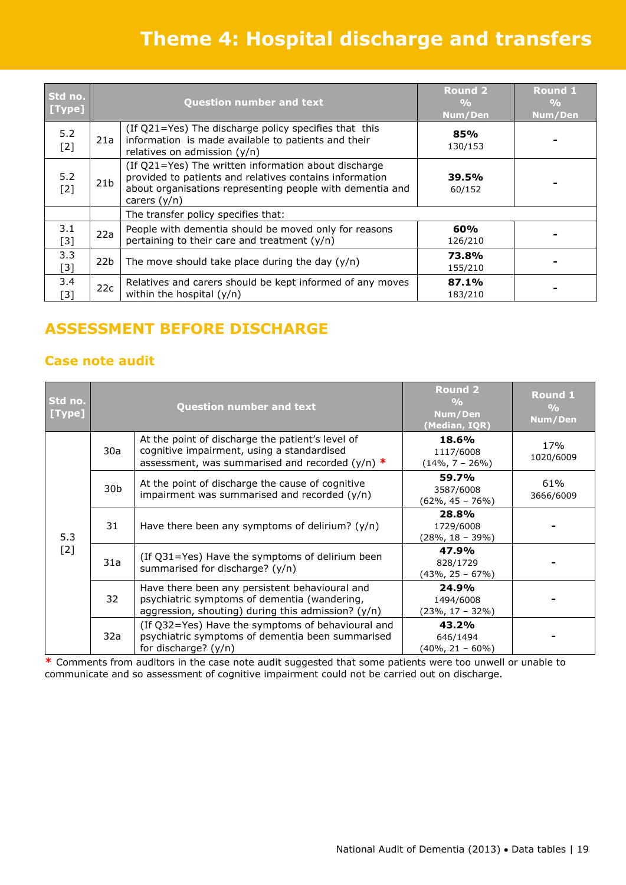# Theme 4: Hospital discharge and transfers

| Std no. [Type] | Question number and text | | Round 2 % Num/Den | Round 1 % Num/Den |
|---|---|---|---|---|
| 5.2 [2] | 21a | (If Q21=Yes) The discharge policy specifies that this information is made available to patients and their relatives on admission (y/n) | **85%** 130/153 | - |
| 5.2 [2] | 21b | (If Q21=Yes) The written information about discharge provided to patients and relatives contains information about organisations representing people with dementia and carers (y/n) | **39.5%** 60/152 | - |
| | | The transfer policy specifies that: | | |
| 3.1 [3] | 22a | People with dementia should be moved only for reasons pertaining to their care and treatment (y/n) | **60%** 126/210 | - |
| 3.3 [3] | 22b | The move should take place during the day (y/n) | **73.8%** 155/210 | - |
| 3.4 [3] | 22c | Relatives and carers should be kept informed of any moves within the hospital (y/n) | **87.1%** 183/210 | - |

## ASSESSMENT BEFORE DISCHARGE

### Case note audit

| Std no. [Type] | Question number and text | | Round 2 % Num/Den (Median, IQR) | Round 1 % Num/Den |
|---|---|---|---|---|
| 5.3 [2] | 30a | At the point of discharge the patient's level of cognitive impairment, using a standardised assessment, was summarised and recorded (y/n) * | **18.6%** 1117/6008 (14%, 7 – 26%) | 17% 1020/6009 |
| | 30b | At the point of discharge the cause of cognitive impairment was summarised and recorded (y/n) | **59.7%** 3587/6008 (62%, 45 – 76%) | 61% 3666/6009 |
| | 31 | Have there been any symptoms of delirium? (y/n) | **28.8%** 1729/6008 (28%, 18 – 39%) | - |
| | 31a | (If Q31=Yes) Have the symptoms of delirium been summarised for discharge? (y/n) | **47.9%** 828/1729 (43%, 25 – 67%) | - |
| | 32 | Have there been any persistent behavioural and psychiatric symptoms of dementia (wandering, aggression, shouting) during this admission? (y/n) | **24.9%** 1494/6008 (23%, 17 – 32%) | - |
| | 32a | (If Q32=Yes) Have the symptoms of behavioural and psychiatric symptoms of dementia been summarised for discharge? (y/n) | **43.2%** 646/1494 (40%, 21 – 60%) | - |

* Comments from auditors in the case note audit suggested that some patients were too unwell or unable to communicate and so assessment of cognitive impairment could not be carried out on discharge.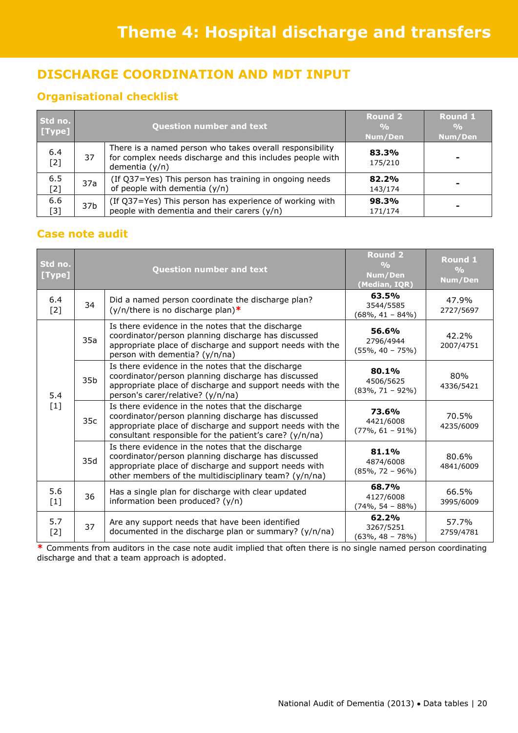# Theme 4: Hospital discharge and transfers

## DISCHARGE COORDINATION AND MDT INPUT

### Organisational checklist

| Std no. [Type] | Question number and text | | Round 2 % Num/Den | Round 1 % Num/Den |
|---|---|---|---|---|
| 6.4 [2] | 37 | There is a named person who takes overall responsibility for complex needs discharge and this includes people with dementia (y/n) | **83.3%** 175/210 | - |
| 6.5 [2] | 37a | (If Q37=Yes) This person has training in ongoing needs of people with dementia (y/n) | **82.2%** 143/174 | - |
| 6.6 [3] | 37b | (If Q37=Yes) This person has experience of working with people with dementia and their carers (y/n) | **98.3%** 171/174 | - |

### Case note audit

| Std no. [Type] | Question number and text | | Round 2 % Num/Den (Median, IQR) | Round 1 % Num/Den |
|---|---|---|---|---|
| 6.4 [2] | 34 | Did a named person coordinate the discharge plan? (y/n/there is no discharge plan)* | **63.5%** 3544/5585 (68%, 41 – 84%) | 47.9% 2727/5697 |
| 5.4 [1] | 35a | Is there evidence in the notes that the discharge coordinator/person planning discharge has discussed appropriate place of discharge and support needs with the person with dementia? (y/n/na) | **56.6%** 2796/4944 (55%, 40 – 75%) | 42.2% 2007/4751 |
| | 35b | Is there evidence in the notes that the discharge coordinator/person planning discharge has discussed appropriate place of discharge and support needs with the person's carer/relative? (y/n/na) | **80.1%** 4506/5625 (83%, 71 – 92%) | 80% 4336/5421 |
| | 35c | Is there evidence in the notes that the discharge coordinator/person planning discharge has discussed appropriate place of discharge and support needs with the consultant responsible for the patient's care? (y/n/na) | **73.6%** 4421/6008 (77%, 61 – 91%) | 70.5% 4235/6009 |
| | 35d | Is there evidence in the notes that the discharge coordinator/person planning discharge has discussed appropriate place of discharge and support needs with other members of the multidisciplinary team? (y/n/na) | **81.1%** 4874/6008 (85%, 72 – 96%) | 80.6% 4841/6009 |
| 5.6 [1] | 36 | Has a single plan for discharge with clear updated information been produced? (y/n) | **68.7%** 4127/6008 (74%, 54 – 88%) | 66.5% 3995/6009 |
| 5.7 [2] | 37 | Are any support needs that have been identified documented in the discharge plan or summary? (y/n/na) | **62.2%** 3267/5251 (63%, 48 – 78%) | 57.7% 2759/4781 |

\* Comments from auditors in the case note audit implied that often there is no single named person coordinating discharge and that a team approach is adopted.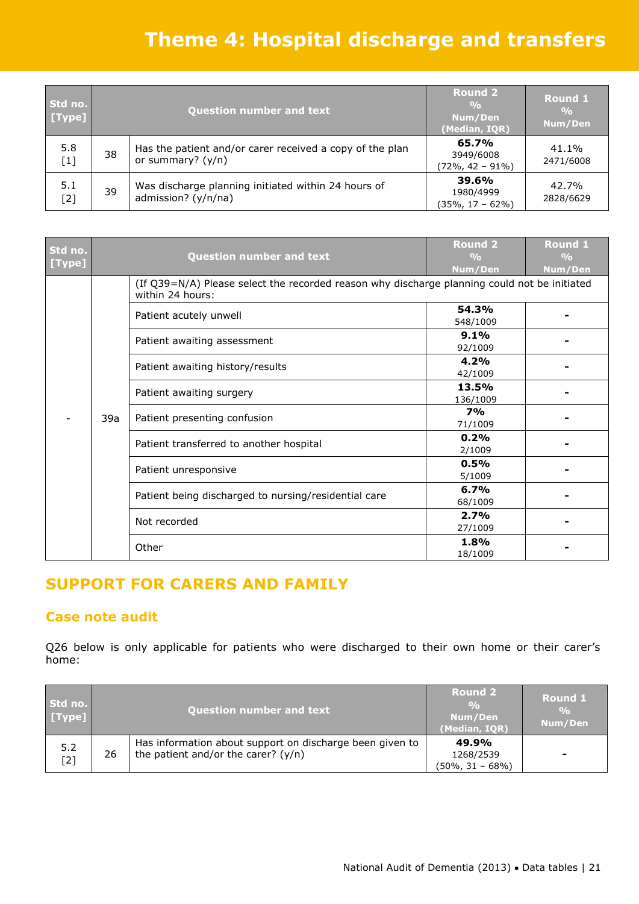# Theme 4: Hospital discharge and transfers

| Std no. [Type] | Question number and text | | Round 2 % Num/Den (Median, IQR) | Round 1 % Num/Den |
|---|---|---|---|---|
| 5.8 [1] | 38 | Has the patient and/or carer received a copy of the plan or summary? (y/n) | **65.7%** 3949/6008 (72%, 42 – 91%) | 41.1% 2471/6008 |
| 5.1 [2] | 39 | Was discharge planning initiated within 24 hours of admission? (y/n/na) | **39.6%** 1980/4999 (35%, 17 – 62%) | 42.7% 2828/6629 |

| Std no. [Type] | Question number and text | | Round 2 % Num/Den | Round 1 % Num/Den |
|---|---|---|---|---|
| - | 39a | (If Q39=N/A) Please select the recorded reason why discharge planning could not be initiated within 24 hours: | | |
| | | Patient acutely unwell | **54.3%** 548/1009 | - |
| | | Patient awaiting assessment | **9.1%** 92/1009 | - |
| | | Patient awaiting history/results | **4.2%** 42/1009 | - |
| | | Patient awaiting surgery | **13.5%** 136/1009 | - |
| | | Patient presenting confusion | **7%** 71/1009 | - |
| | | Patient transferred to another hospital | **0.2%** 2/1009 | - |
| | | Patient unresponsive | **0.5%** 5/1009 | - |
| | | Patient being discharged to nursing/residential care | **6.7%** 68/1009 | - |
| | | Not recorded | **2.7%** 27/1009 | - |
| | | Other | **1.8%** 18/1009 | - |

## SUPPORT FOR CARERS AND FAMILY

### Case note audit

Q26 below is only applicable for patients who were discharged to their own home or their carer's home:

| Std no. [Type] | Question number and text | | Round 2 % Num/Den (Median, IQR) | Round 1 % Num/Den |
|---|---|---|---|---|
| 5.2 [2] | 26 | Has information about support on discharge been given to the patient and/or the carer? (y/n) | **49.9%** 1268/2539 (50%, 31 – 68%) | - |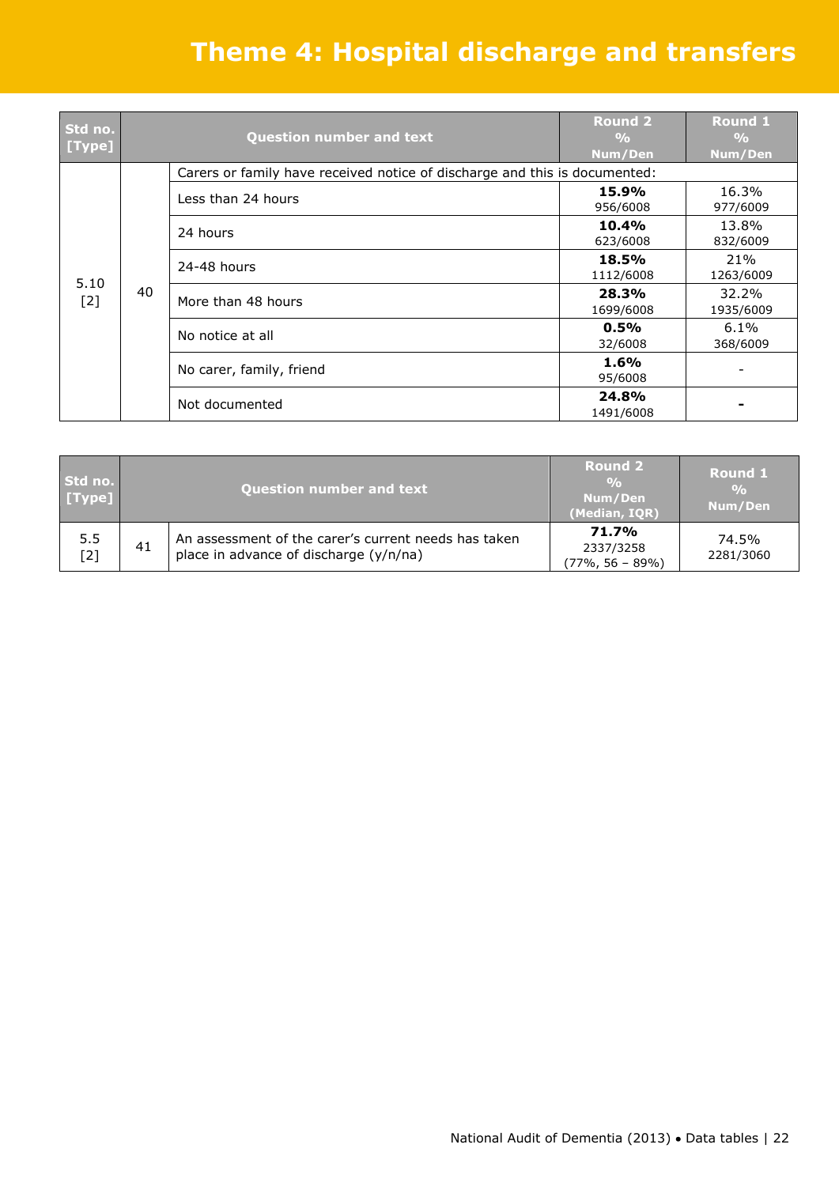# Theme 4: Hospital discharge and transfers

| Std no. [Type] | Question number and text | | Round 2 % Num/Den | Round 1 % Num/Den |
|---|---|---|---|---|
| 5.10 [2] | 40 | Carers or family have received notice of discharge and this is documented: | | |
| | | Less than 24 hours | **15.9%** 956/6008 | 16.3% 977/6009 |
| | | 24 hours | **10.4%** 623/6008 | 13.8% 832/6009 |
| | | 24-48 hours | **18.5%** 1112/6008 | 21% 1263/6009 |
| | | More than 48 hours | **28.3%** 1699/6008 | 32.2% 1935/6009 |
| | | No notice at all | **0.5%** 32/6008 | 6.1% 368/6009 |
| | | No carer, family, friend | **1.6%** 95/6008 | - |
| | | Not documented | **24.8%** 1491/6008 | **-** |

| Std no. [Type] | Question number and text | | Round 2 % Num/Den (Median, IQR) | Round 1 % Num/Den |
|---|---|---|---|---|
| 5.5 [2] | 41 | An assessment of the carer's current needs has taken place in advance of discharge (y/n/na) | **71.7%** 2337/3258 (77%, 56 – 89%) | 74.5% 2281/3060 |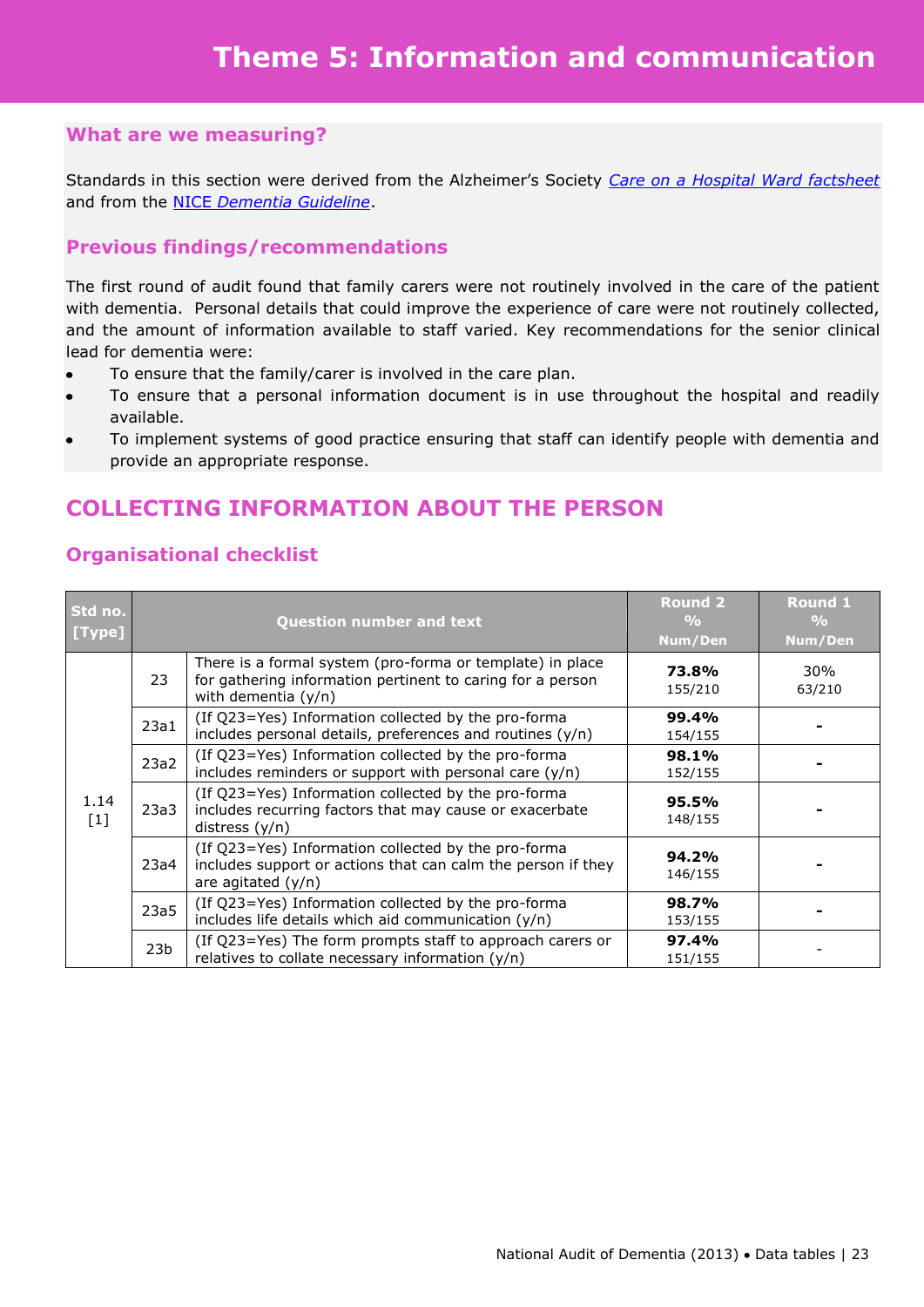# Theme 5: Information and communication

## What are we measuring?

Standards in this section were derived from the Alzheimer's Society *Care on a Hospital Ward factsheet* and from the NICE *Dementia Guideline*.

## Previous findings/recommendations

The first round of audit found that family carers were not routinely involved in the care of the patient with dementia. Personal details that could improve the experience of care were not routinely collected, and the amount of information available to staff varied. Key recommendations for the senior clinical lead for dementia were:

- To ensure that the family/carer is involved in the care plan.
- To ensure that a personal information document is in use throughout the hospital and readily available.
- To implement systems of good practice ensuring that staff can identify people with dementia and provide an appropriate response.

## COLLECTING INFORMATION ABOUT THE PERSON

### Organisational checklist

| Std no. [Type] | Question number and text | | Round 2 % Num/Den | Round 1 % Num/Den |
|---|---|---|---|---|
| 1.14 [1] | 23 | There is a formal system (pro-forma or template) in place for gathering information pertinent to caring for a person with dementia (y/n) | **73.8%** 155/210 | 30% 63/210 |
| | 23a1 | (If Q23=Yes) Information collected by the pro-forma includes personal details, preferences and routines (y/n) | **99.4%** 154/155 | - |
| | 23a2 | (If Q23=Yes) Information collected by the pro-forma includes reminders or support with personal care (y/n) | **98.1%** 152/155 | - |
| | 23a3 | (If Q23=Yes) Information collected by the pro-forma includes recurring factors that may cause or exacerbate distress (y/n) | **95.5%** 148/155 | - |
| | 23a4 | (If Q23=Yes) Information collected by the pro-forma includes support or actions that can calm the person if they are agitated (y/n) | **94.2%** 146/155 | - |
| | 23a5 | (If Q23=Yes) Information collected by the pro-forma includes life details which aid communication (y/n) | **98.7%** 153/155 | - |
| | 23b | (If Q23=Yes) The form prompts staff to approach carers or relatives to collate necessary information (y/n) | **97.4%** 151/155 | - |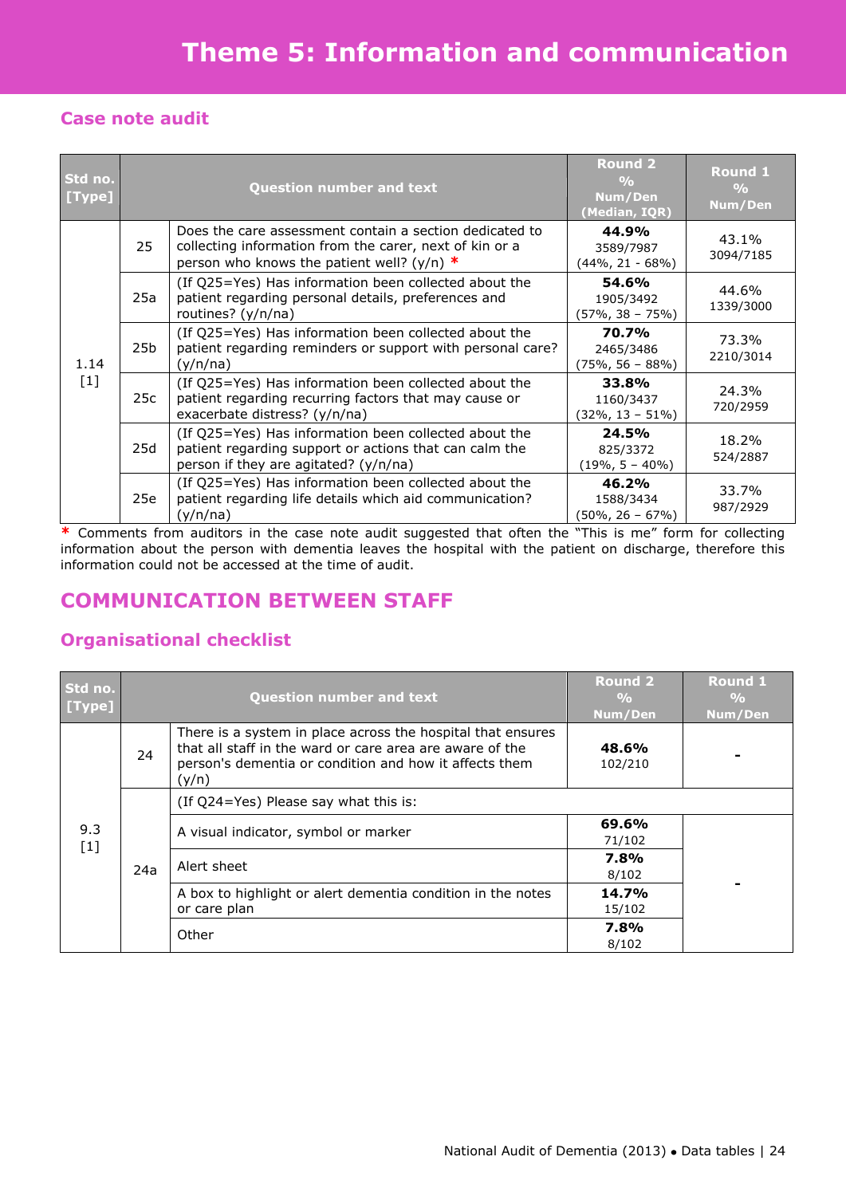# Theme 5: Information and communication

## Case note audit

| Std no. [Type] | Question number and text | | Round 2 % Num/Den (Median, IQR) | Round 1 % Num/Den |
|---|---|---|---|---|
| 1.14 [1] | 25 | Does the care assessment contain a section dedicated to collecting information from the carer, next of kin or a person who knows the patient well? (y/n) * | **44.9%** 3589/7987 (44%, 21 - 68%) | 43.1% 3094/7185 |
| | 25a | (If Q25=Yes) Has information been collected about the patient regarding personal details, preferences and routines? (y/n/na) | **54.6%** 1905/3492 (57%, 38 – 75%) | 44.6% 1339/3000 |
| | 25b | (If Q25=Yes) Has information been collected about the patient regarding reminders or support with personal care? (y/n/na) | **70.7%** 2465/3486 (75%, 56 – 88%) | 73.3% 2210/3014 |
| | 25c | (If Q25=Yes) Has information been collected about the patient regarding recurring factors that may cause or exacerbate distress? (y/n/na) | **33.8%** 1160/3437 (32%, 13 – 51%) | 24.3% 720/2959 |
| | 25d | (If Q25=Yes) Has information been collected about the patient regarding support or actions that can calm the person if they are agitated? (y/n/na) | **24.5%** 825/3372 (19%, 5 – 40%) | 18.2% 524/2887 |
| | 25e | (If Q25=Yes) Has information been collected about the patient regarding life details which aid communication? (y/n/na) | **46.2%** 1588/3434 (50%, 26 – 67%) | 33.7% 987/2929 |

\* Comments from auditors in the case note audit suggested that often the "This is me" form for collecting information about the person with dementia leaves the hospital with the patient on discharge, therefore this information could not be accessed at the time of audit.

## COMMUNICATION BETWEEN STAFF

### Organisational checklist

| Std no. [Type] | Question number and text | | Round 2 % Num/Den | Round 1 % Num/Den |
|---|---|---|---|---|
| 9.3 [1] | 24 | There is a system in place across the hospital that ensures that all staff in the ward or care area are aware of the person's dementia or condition and how it affects them (y/n) | **48.6%** 102/210 | - |
| | 24a | (If Q24=Yes) Please say what this is: | | |
| | | A visual indicator, symbol or marker | **69.6%** 71/102 | - |
| | | Alert sheet | **7.8%** 8/102 | |
| | | A box to highlight or alert dementia condition in the notes or care plan | **14.7%** 15/102 | |
| | | Other | **7.8%** 8/102 | |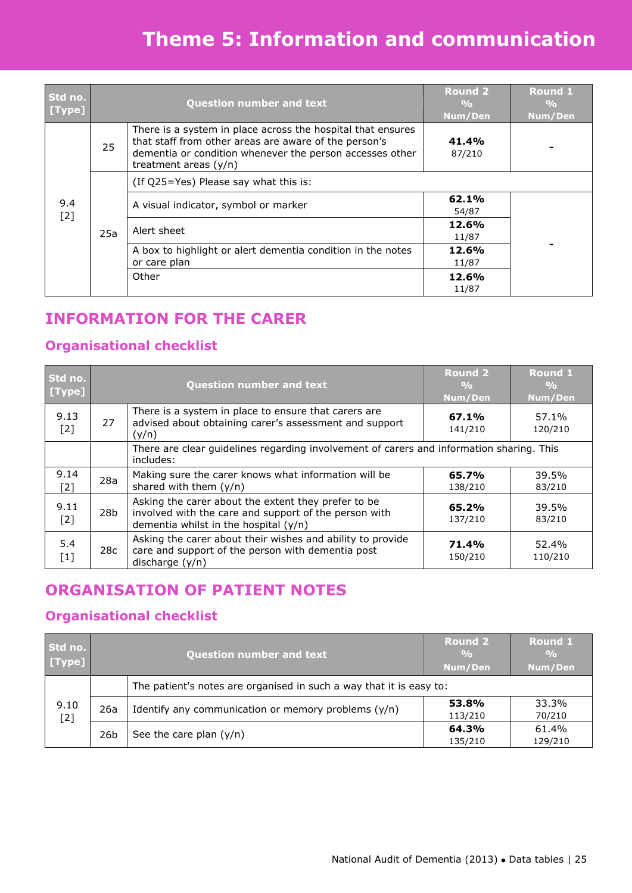# Theme 5: Information and communication

| Std no. [Type] | Question number and text | | Round 2 % Num/Den | Round 1 % Num/Den |
|---|---|---|---|---|
| 9.4 [2] | 25 | There is a system in place across the hospital that ensures that staff from other areas are aware of the person's dementia or condition whenever the person accesses other treatment areas (y/n) | **41.4%** 87/210 | - |
| | 25a | (If Q25=Yes) Please say what this is: | | |
| | | A visual indicator, symbol or marker | **62.1%** 54/87 | - |
| | | Alert sheet | **12.6%** 11/87 | |
| | | A box to highlight or alert dementia condition in the notes or care plan | **12.6%** 11/87 | |
| | | Other | **12.6%** 11/87 | |

## INFORMATION FOR THE CARER

### Organisational checklist

| Std no. [Type] | Question number and text | | Round 2 % Num/Den | Round 1 % Num/Den |
|---|---|---|---|---|
| 9.13 [2] | 27 | There is a system in place to ensure that carers are advised about obtaining carer's assessment and support (y/n) | **67.1%** 141/210 | 57.1% 120/210 |
| | | There are clear guidelines regarding involvement of carers and information sharing. This includes: | | |
| 9.14 [2] | 28a | Making sure the carer knows what information will be shared with them (y/n) | **65.7%** 138/210 | 39.5% 83/210 |
| 9.11 [2] | 28b | Asking the carer about the extent they prefer to be involved with the care and support of the person with dementia whilst in the hospital (y/n) | **65.2%** 137/210 | 39.5% 83/210 |
| 5.4 [1] | 28c | Asking the carer about their wishes and ability to provide care and support of the person with dementia post discharge (y/n) | **71.4%** 150/210 | 52.4% 110/210 |

## ORGANISATION OF PATIENT NOTES

### Organisational checklist

| Std no. [Type] | Question number and text | | Round 2 % Num/Den | Round 1 % Num/Den |
|---|---|---|---|---|
| 9.10 [2] | | The patient's notes are organised in such a way that it is easy to: | | |
| | 26a | Identify any communication or memory problems (y/n) | **53.8%** 113/210 | 33.3% 70/210 |
| | 26b | See the care plan (y/n) | **64.3%** 135/210 | 61.4% 129/210 |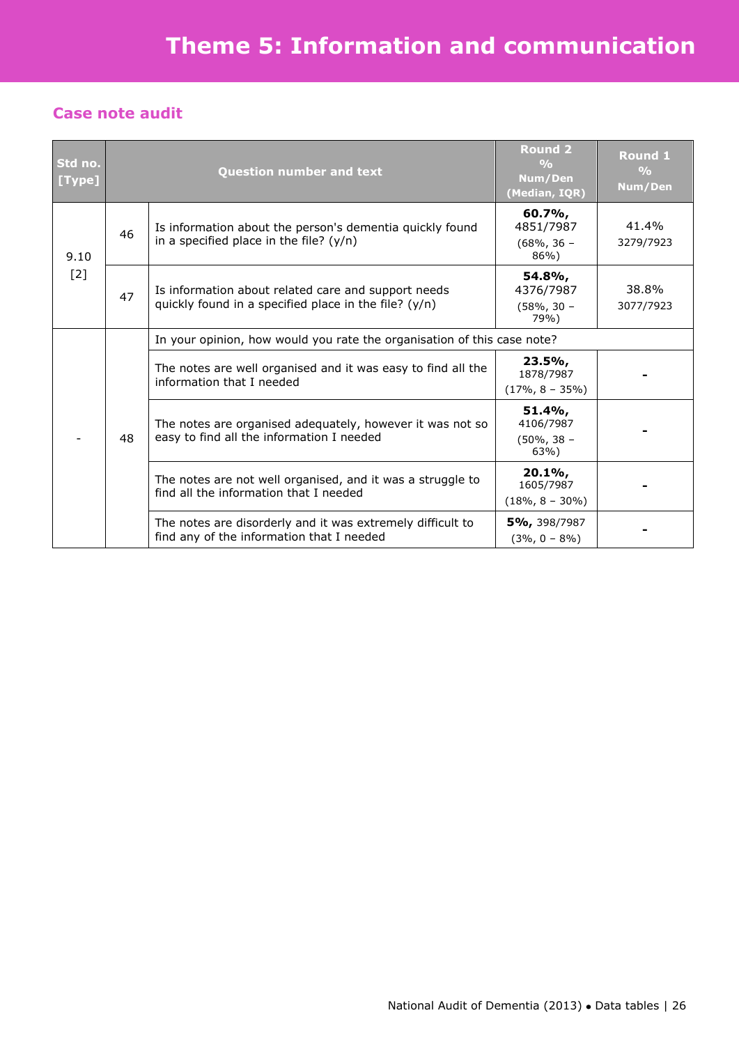# Theme 5: Information and communication

## Case note audit

| Std no. [Type] | Question number and text | | Round 2 % Num/Den (Median, IQR) | Round 1 % Num/Den |
|---|---|---|---|---|
| 9.10 [2] | 46 | Is information about the person's dementia quickly found in a specified place in the file? (y/n) | **60.7%,** 4851/7987 (68%, 36 – 86%) | 41.4% 3279/7923 |
| | 47 | Is information about related care and support needs quickly found in a specified place in the file? (y/n) | **54.8%,** 4376/7987 (58%, 30 – 79%) | 38.8% 3077/7923 |
| - | 48 | In your opinion, how would you rate the organisation of this case note? | | |
| | | The notes are well organised and it was easy to find all the information that I needed | **23.5%,** 1878/7987 (17%, 8 – 35%) | - |
| | | The notes are organised adequately, however it was not so easy to find all the information I needed | **51.4%,** 4106/7987 (50%, 38 – 63%) | - |
| | | The notes are not well organised, and it was a struggle to find all the information that I needed | **20.1%,** 1605/7987 (18%, 8 – 30%) | - |
| | | The notes are disorderly and it was extremely difficult to find any of the information that I needed | **5%,** 398/7987 (3%, 0 – 8%) | - |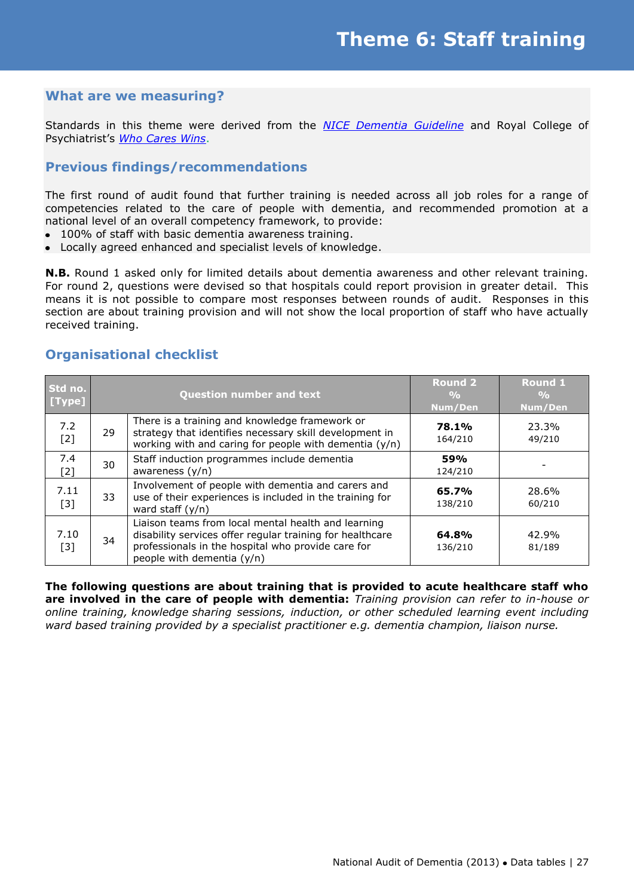# Theme 6: Staff training

## What are we measuring?

Standards in this theme were derived from the *NICE Dementia Guideline* and Royal College of Psychiatrist's *Who Cares Wins*.

## Previous findings/recommendations

The first round of audit found that further training is needed across all job roles for a range of competencies related to the care of people with dementia, and recommended promotion at a national level of an overall competency framework, to provide:

- 100% of staff with basic dementia awareness training.
- Locally agreed enhanced and specialist levels of knowledge.

**N.B.** Round 1 asked only for limited details about dementia awareness and other relevant training. For round 2, questions were devised so that hospitals could report provision in greater detail. This means it is not possible to compare most responses between rounds of audit. Responses in this section are about training provision and will not show the local proportion of staff who have actually received training.

## Organisational checklist

| Std no. [Type] | Question number and text | | Round 2 % Num/Den | Round 1 % Num/Den |
|---|---|---|---|---|
| 7.2 [2] | 29 | There is a training and knowledge framework or strategy that identifies necessary skill development in working with and caring for people with dementia (y/n) | **78.1%** 164/210 | 23.3% 49/210 |
| 7.4 [2] | 30 | Staff induction programmes include dementia awareness (y/n) | **59%** 124/210 | - |
| 7.11 [3] | 33 | Involvement of people with dementia and carers and use of their experiences is included in the training for ward staff (y/n) | **65.7%** 138/210 | 28.6% 60/210 |
| 7.10 [3] | 34 | Liaison teams from local mental health and learning disability services offer regular training for healthcare professionals in the hospital who provide care for people with dementia (y/n) | **64.8%** 136/210 | 42.9% 81/189 |

**The following questions are about training that is provided to acute healthcare staff who are involved in the care of people with dementia:** *Training provision can refer to in-house or online training, knowledge sharing sessions, induction, or other scheduled learning event including ward based training provided by a specialist practitioner e.g. dementia champion, liaison nurse.*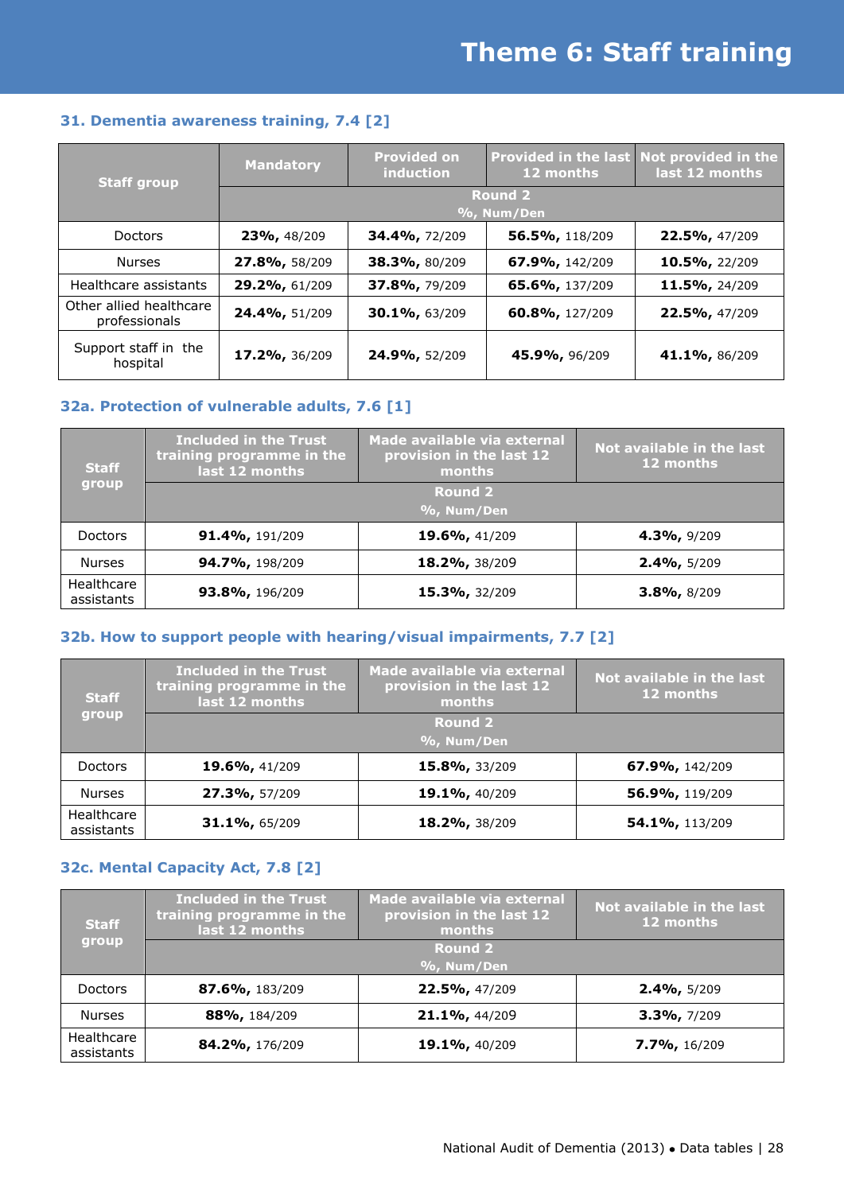# Theme 6: Staff training

### 31. Dementia awareness training, 7.4 [2]

| Staff group | Mandatory | Provided on induction | Provided in the last 12 months | Not provided in the last 12 months |
|---|---|---|---|---|
| | Round 2 %, Num/Den | | | |
| Doctors | **23%,** 48/209 | **34.4%,** 72/209 | **56.5%,** 118/209 | **22.5%,** 47/209 |
| Nurses | **27.8%,** 58/209 | **38.3%,** 80/209 | **67.9%,** 142/209 | **10.5%,** 22/209 |
| Healthcare assistants | **29.2%,** 61/209 | **37.8%,** 79/209 | **65.6%,** 137/209 | **11.5%,** 24/209 |
| Other allied healthcare professionals | **24.4%,** 51/209 | **30.1%,** 63/209 | **60.8%,** 127/209 | **22.5%,** 47/209 |
| Support staff in the hospital | **17.2%,** 36/209 | **24.9%,** 52/209 | **45.9%,** 96/209 | **41.1%,** 86/209 |

### 32a. Protection of vulnerable adults, 7.6 [1]

| Staff group | Included in the Trust training programme in the last 12 months | Made available via external provision in the last 12 months | Not available in the last 12 months |
|---|---|---|---|
| | Round 2 %, Num/Den | | |
| Doctors | **91.4%,** 191/209 | **19.6%,** 41/209 | **4.3%,** 9/209 |
| Nurses | **94.7%,** 198/209 | **18.2%,** 38/209 | **2.4%,** 5/209 |
| Healthcare assistants | **93.8%,** 196/209 | **15.3%,** 32/209 | **3.8%,** 8/209 |

### 32b. How to support people with hearing/visual impairments, 7.7 [2]

| Staff group | Included in the Trust training programme in the last 12 months | Made available via external provision in the last 12 months | Not available in the last 12 months |
|---|---|---|---|
| | Round 2 %, Num/Den | | |
| Doctors | **19.6%,** 41/209 | **15.8%,** 33/209 | **67.9%,** 142/209 |
| Nurses | **27.3%,** 57/209 | **19.1%,** 40/209 | **56.9%,** 119/209 |
| Healthcare assistants | **31.1%,** 65/209 | **18.2%,** 38/209 | **54.1%,** 113/209 |

### 32c. Mental Capacity Act, 7.8 [2]

| Staff group | Included in the Trust training programme in the last 12 months | Made available via external provision in the last 12 months | Not available in the last 12 months |
|---|---|---|---|
| | Round 2 %, Num/Den | | |
| Doctors | **87.6%,** 183/209 | **22.5%,** 47/209 | **2.4%,** 5/209 |
| Nurses | **88%,** 184/209 | **21.1%,** 44/209 | **3.3%,** 7/209 |
| Healthcare assistants | **84.2%,** 176/209 | **19.1%,** 40/209 | **7.7%,** 16/209 |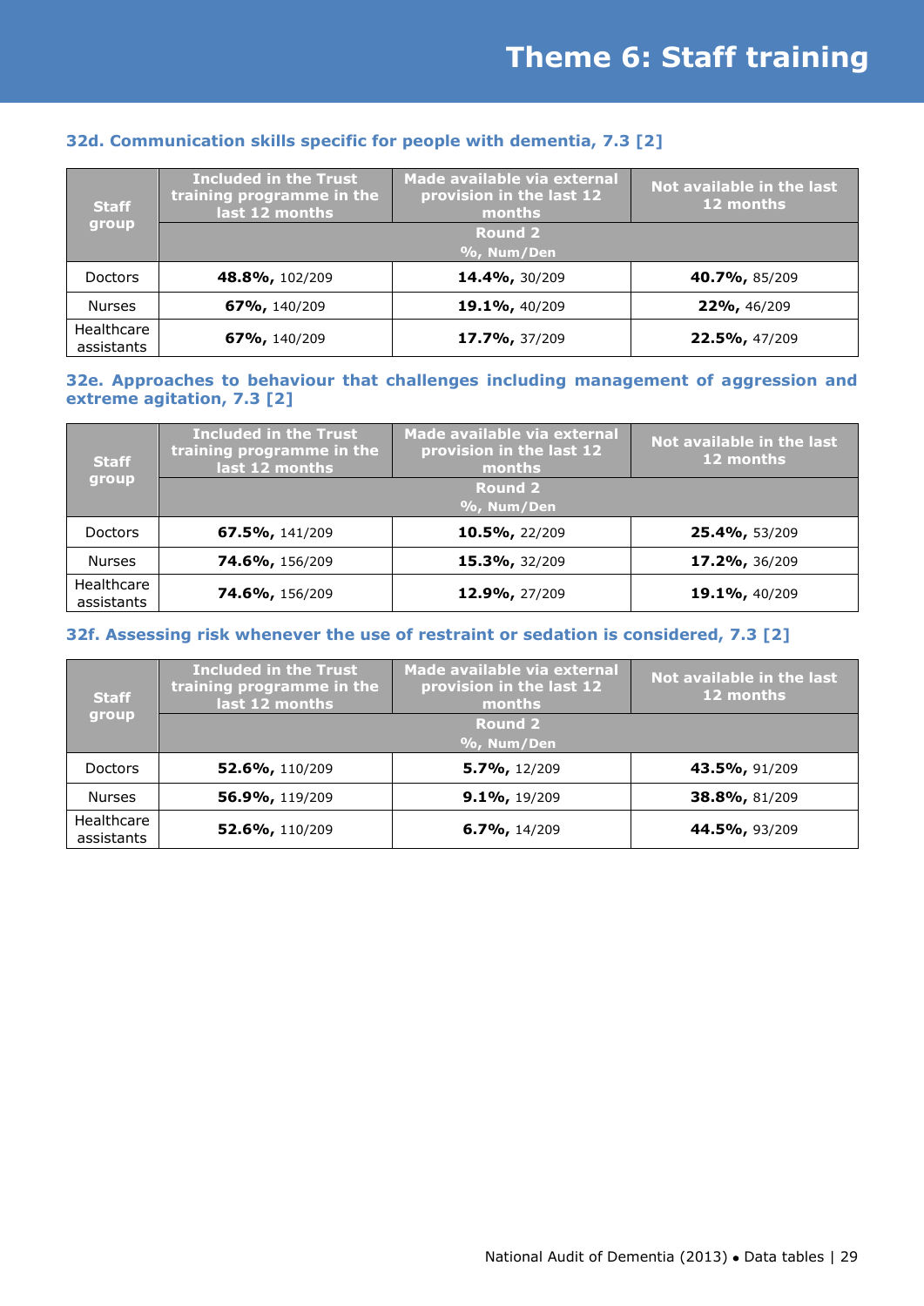# Theme 6: Staff training

### 32d. Communication skills specific for people with dementia, 7.3 [2]

| Staff group | Included in the Trust training programme in the last 12 months | Made available via external provision in the last 12 months | Not available in the last 12 months |
|---|---|---|---|
| | Round 2 %, Num/Den | | |
| Doctors | **48.8%,** 102/209 | **14.4%,** 30/209 | **40.7%,** 85/209 |
| Nurses | **67%,** 140/209 | **19.1%,** 40/209 | **22%,** 46/209 |
| Healthcare assistants | **67%,** 140/209 | **17.7%,** 37/209 | **22.5%,** 47/209 |

### 32e. Approaches to behaviour that challenges including management of aggression and extreme agitation, 7.3 [2]

| Staff group | Included in the Trust training programme in the last 12 months | Made available via external provision in the last 12 months | Not available in the last 12 months |
|---|---|---|---|
| | Round 2 %, Num/Den | | |
| Doctors | **67.5%,** 141/209 | **10.5%,** 22/209 | **25.4%,** 53/209 |
| Nurses | **74.6%,** 156/209 | **15.3%,** 32/209 | **17.2%,** 36/209 |
| Healthcare assistants | **74.6%,** 156/209 | **12.9%,** 27/209 | **19.1%,** 40/209 |

### 32f. Assessing risk whenever the use of restraint or sedation is considered, 7.3 [2]

| Staff group | Included in the Trust training programme in the last 12 months | Made available via external provision in the last 12 months | Not available in the last 12 months |
|---|---|---|---|
| | Round 2 %, Num/Den | | |
| Doctors | **52.6%,** 110/209 | **5.7%,** 12/209 | **43.5%,** 91/209 |
| Nurses | **56.9%,** 119/209 | **9.1%,** 19/209 | **38.8%,** 81/209 |
| Healthcare assistants | **52.6%,** 110/209 | **6.7%,** 14/209 | **44.5%,** 93/209 |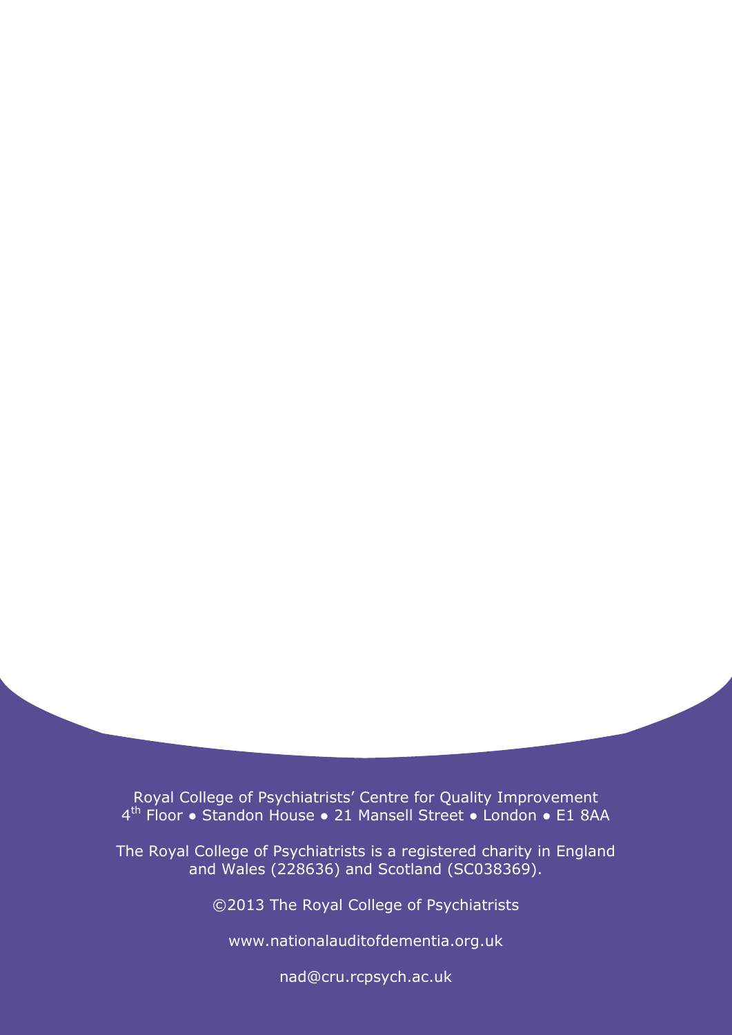Royal College of Psychiatrists' Centre for Quality Improvement
4th Floor ● Standon House ● 21 Mansell Street ● London ● E1 8AA

The Royal College of Psychiatrists is a registered charity in England and Wales (228636) and Scotland (SC038369).

©2013 The Royal College of Psychiatrists

www.nationalauditofdementia.org.uk

nad@cru.rcpsych.ac.uk